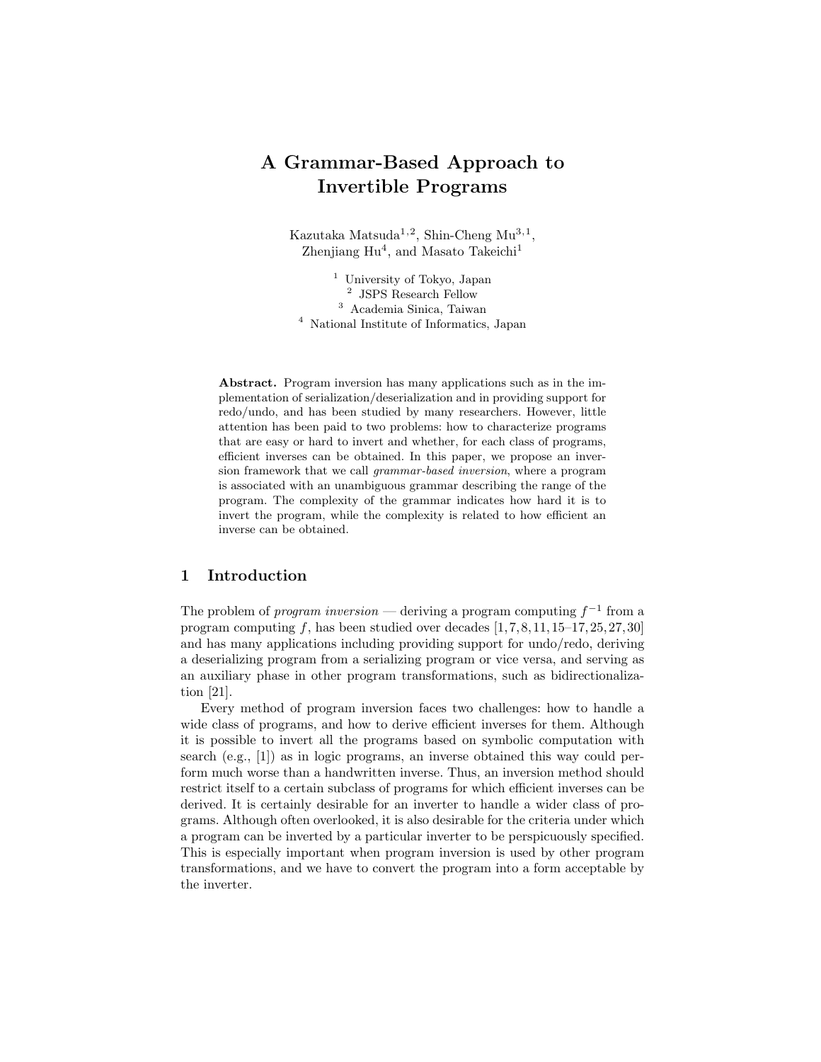# A Grammar-Based Approach to Invertible Programs

Kazutaka Matsuda[1,2], Shin-Cheng Mu[3,1], Zhenjiang Hu[4], and Masato Takeichi[1]

[1] University of Tokyo, Japan
[2] JSPS Research Fellow
[3] Academia Sinica, Taiwan
[4] National Institute of Informatics, Japan

**Abstract.** Program inversion has many applications such as in the implementation of serialization/deserialization and in providing support for redo/undo, and has been studied by many researchers. However, little attention has been paid to two problems: how to characterize programs that are easy or hard to invert and whether, for each class of programs, efficient inverses can be obtained. In this paper, we propose an inversion framework that we call *grammar-based inversion*, where a program is associated with an unambiguous grammar describing the range of the program. The complexity of the grammar indicates how hard it is to invert the program, while the complexity is related to how efficient an inverse can be obtained.

## 1 Introduction

The problem of *program inversion* — deriving a program computing $f^{-1}$ from a program computing $f$, has been studied over decades [1, 7, 8, 11, 15–17, 25, 27, 30] and has many applications including providing support for undo/redo, deriving a deserializing program from a serializing program or vice versa, and serving as an auxiliary phase in other program transformations, such as bidirectionalization [21].

Every method of program inversion faces two challenges: how to handle a wide class of programs, and how to derive efficient inverses for them. Although it is possible to invert all the programs based on symbolic computation with search (e.g., [1]) as in logic programs, an inverse obtained this way could perform much worse than a handwritten inverse. Thus, an inversion method should restrict itself to a certain subclass of programs for which efficient inverses can be derived. It is certainly desirable for an inverter to handle a wider class of programs. Although often overlooked, it is also desirable for the criteria under which a program can be inverted by a particular inverter to be perspicuously specified. This is especially important when program inversion is used by other program transformations, and we have to convert the program into a form acceptable by the inverter.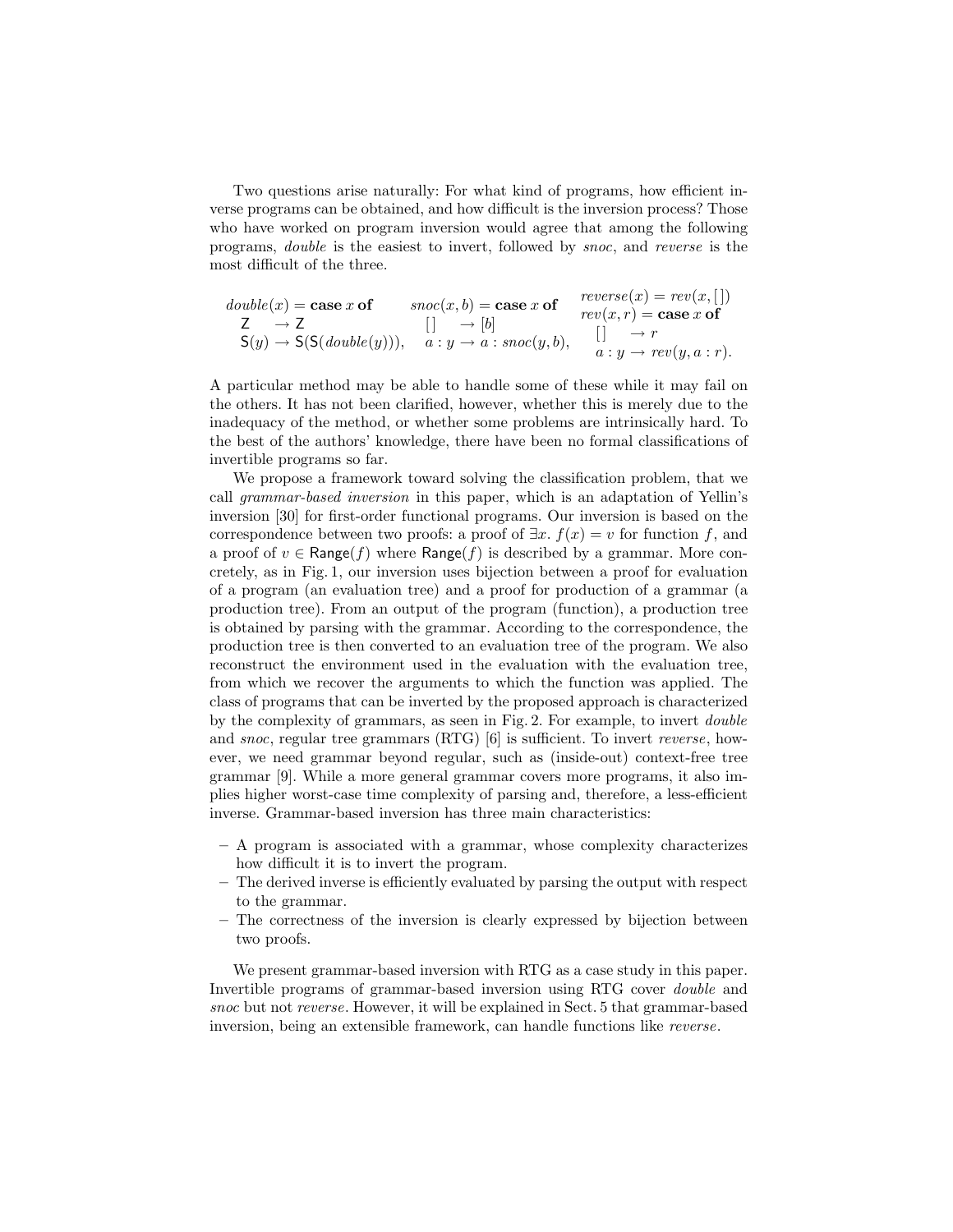Two questions arise naturally: For what kind of programs, how efficient inverse programs can be obtained, and how difficult is the inversion process? Those who have worked on program inversion would agree that among the following programs, *double* is the easiest to invert, followed by *snoc*, and *reverse* is the most difficult of the three.

$$
\begin{array}{lll}
\mathit{double}(x) = \textbf{case } x \textbf{ of} & \mathit{snoc}(x,b) = \textbf{case } x \textbf{ of} & \mathit{reverse}(x) = \mathit{rev}(x,[\,]) \\
\quad \mathsf{Z} \quad \to \mathsf{Z} & \quad [\,] \quad \to [b] & \mathit{rev}(x,r) = \textbf{case } x \textbf{ of} \\
\quad \mathsf{S}(y) \to \mathsf{S}(\mathsf{S}(\mathit{double}(y))), & \quad a : y \to a : \mathit{snoc}(y,b), & \quad [\,] \quad \to r \\
 & & \quad a : y \to \mathit{rev}(y, a : r).
\end{array}
$$

A particular method may be able to handle some of these while it may fail on the others. It has not been clarified, however, whether this is merely due to the inadequacy of the method, or whether some problems are intrinsically hard. To the best of the authors' knowledge, there have been no formal classifications of invertible programs so far.

We propose a framework toward solving the classification problem, that we call *grammar-based inversion* in this paper, which is an adaptation of Yellin's inversion [30] for first-order functional programs. Our inversion is based on the correspondence between two proofs: a proof of $\exists x.\ f(x) = v$ for function $f$, and a proof of $v \in \mathsf{Range}(f)$ where $\mathsf{Range}(f)$ is described by a grammar. More concretely, as in Fig. 1, our inversion uses bijection between a proof for evaluation of a program (an evaluation tree) and a proof for production of a grammar (a production tree). From an output of the program (function), a production tree is obtained by parsing with the grammar. According to the correspondence, the production tree is then converted to an evaluation tree of the program. We also reconstruct the environment used in the evaluation with the evaluation tree, from which we recover the arguments to which the function was applied. The class of programs that can be inverted by the proposed approach is characterized by the complexity of grammars, as seen in Fig. 2. For example, to invert *double* and *snoc*, regular tree grammars (RTG) [6] is sufficient. To invert *reverse*, however, we need grammar beyond regular, such as (inside-out) context-free tree grammar [9]. While a more general grammar covers more programs, it also implies higher worst-case time complexity of parsing and, therefore, a less-efficient inverse. Grammar-based inversion has three main characteristics:

- A program is associated with a grammar, whose complexity characterizes how difficult it is to invert the program.
- The derived inverse is efficiently evaluated by parsing the output with respect to the grammar.
- The correctness of the inversion is clearly expressed by bijection between two proofs.

We present grammar-based inversion with RTG as a case study in this paper. Invertible programs of grammar-based inversion using RTG cover *double* and *snoc* but not *reverse*. However, it will be explained in Sect. 5 that grammar-based inversion, being an extensible framework, can handle functions like *reverse*.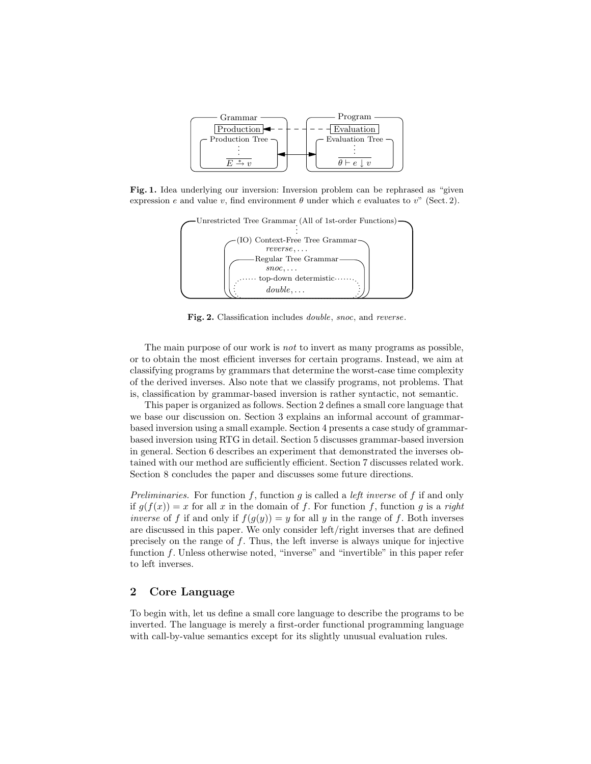Fig. 1. Idea underlying our inversion: Inversion problem can be rephrased as "given expression $e$ and value $v$, find environment $\theta$ under which $e$ evaluates to $v$" (Sect. 2).

Fig. 2. Classification includes *double*, *snoc*, and *reverse*.

The main purpose of our work is *not* to invert as many programs as possible, or to obtain the most efficient inverses for certain programs. Instead, we aim at classifying programs by grammars that determine the worst-case time complexity of the derived inverses. Also note that we classify programs, not problems. That is, classification by grammar-based inversion is rather syntactic, not semantic.

This paper is organized as follows. Section 2 defines a small core language that we base our discussion on. Section 3 explains an informal account of grammar-based inversion using a small example. Section 4 presents a case study of grammar-based inversion using RTG in detail. Section 5 discusses grammar-based inversion in general. Section 6 describes an experiment that demonstrated the inverses obtained with our method are sufficiently efficient. Section 7 discusses related work. Section 8 concludes the paper and discusses some future directions.

*Preliminaries.* For function $f$, function $g$ is called a *left inverse* of $f$ if and only if $g(f(x)) = x$ for all $x$ in the domain of $f$. For function $f$, function $g$ is a *right inverse* of $f$ if and only if $f(g(y)) = y$ for all $y$ in the range of $f$. Both inverses are discussed in this paper. We only consider left/right inverses that are defined precisely on the range of $f$. Thus, the left inverse is always unique for injective function $f$. Unless otherwise noted, "inverse" and "invertible" in this paper refer to left inverses.

## 2 Core Language

To begin with, let us define a small core language to describe the programs to be inverted. The language is merely a first-order functional programming language with call-by-value semantics except for its slightly unusual evaluation rules.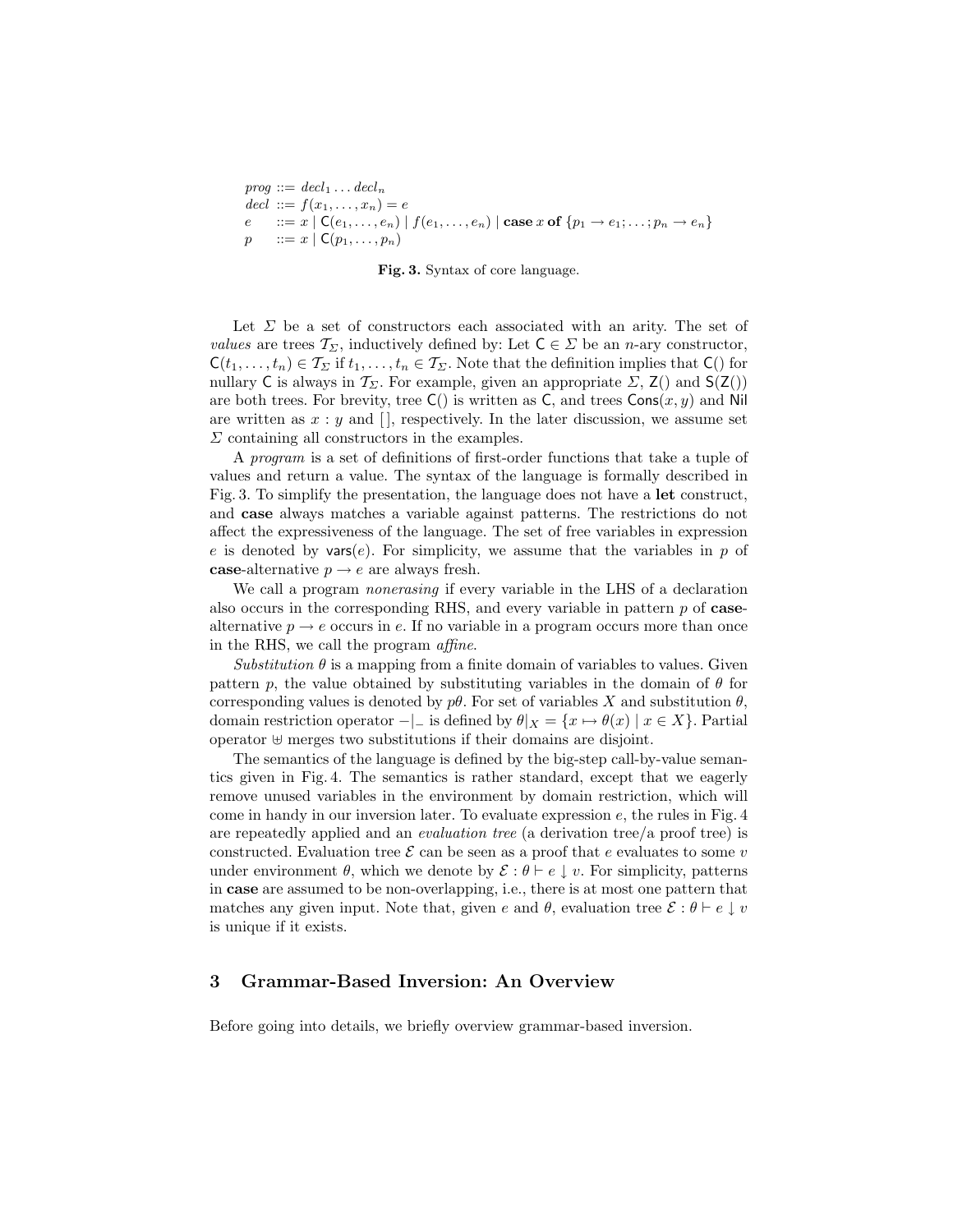$$
\begin{aligned}
prog &::= decl_1 \ldots decl_n \\
decl &::= f(x_1, \ldots, x_n) = e \\
e &::= x \mid \mathsf{C}(e_1, \ldots, e_n) \mid f(e_1, \ldots, e_n) \mid \textbf{case}\ x\ \textbf{of}\ \{p_1 \to e_1; \ldots; p_n \to e_n\} \\
p &::= x \mid \mathsf{C}(p_1, \ldots, p_n)
\end{aligned}
$$

**Fig. 3.** Syntax of core language.

Let $\Sigma$ be a set of constructors each associated with an arity. The set of *values* are trees $\mathcal{T}_\Sigma$, inductively defined by: Let $\mathsf{C} \in \Sigma$ be an $n$-ary constructor, $\mathsf{C}(t_1, \ldots, t_n) \in \mathcal{T}_\Sigma$ if $t_1, \ldots, t_n \in \mathcal{T}_\Sigma$. Note that the definition implies that $\mathsf{C}()$ for nullary $\mathsf{C}$ is always in $\mathcal{T}_\Sigma$. For example, given an appropriate $\Sigma$, $\mathsf{Z}()$ and $\mathsf{S}(\mathsf{Z}())$ are both trees. For brevity, tree $\mathsf{C}()$ is written as $\mathsf{C}$, and trees $\mathsf{Cons}(x, y)$ and $\mathsf{Nil}$ are written as $x : y$ and $[\,]$, respectively. In the later discussion, we assume set $\Sigma$ containing all constructors in the examples.

A *program* is a set of definitions of first-order functions that take a tuple of values and return a value. The syntax of the language is formally described in Fig. 3. To simplify the presentation, the language does not have a **let** construct, and **case** always matches a variable against patterns. The restrictions do not affect the expressiveness of the language. The set of free variables in expression $e$ is denoted by $\mathsf{vars}(e)$. For simplicity, we assume that the variables in $p$ of **case**-alternative $p \to e$ are always fresh.

We call a program *nonerasing* if every variable in the LHS of a declaration also occurs in the corresponding RHS, and every variable in pattern $p$ of **case**-alternative $p \to e$ occurs in $e$. If no variable in a program occurs more than once in the RHS, we call the program *affine*.

*Substitution* $\theta$ is a mapping from a finite domain of variables to values. Given pattern $p$, the value obtained by substituting variables in the domain of $\theta$ for corresponding values is denoted by $p\theta$. For set of variables $X$ and substitution $\theta$, domain restriction operator $-|_-$ is defined by $\theta|_X = \{x \mapsto \theta(x) \mid x \in X\}$. Partial operator $\uplus$ merges two substitutions if their domains are disjoint.

The semantics of the language is defined by the big-step call-by-value semantics given in Fig. 4. The semantics is rather standard, except that we eagerly remove unused variables in the environment by domain restriction, which will come in handy in our inversion later. To evaluate expression $e$, the rules in Fig. 4 are repeatedly applied and an *evaluation tree* (a derivation tree/a proof tree) is constructed. Evaluation tree $\mathcal{E}$ can be seen as a proof that $e$ evaluates to some $v$ under environment $\theta$, which we denote by $\mathcal{E} : \theta \vdash e \Downarrow v$. For simplicity, patterns in **case** are assumed to be non-overlapping, i.e., there is at most one pattern that matches any given input. Note that, given $e$ and $\theta$, evaluation tree $\mathcal{E} : \theta \vdash e \Downarrow v$ is unique if it exists.

## 3 Grammar-Based Inversion: An Overview

Before going into details, we briefly overview grammar-based inversion.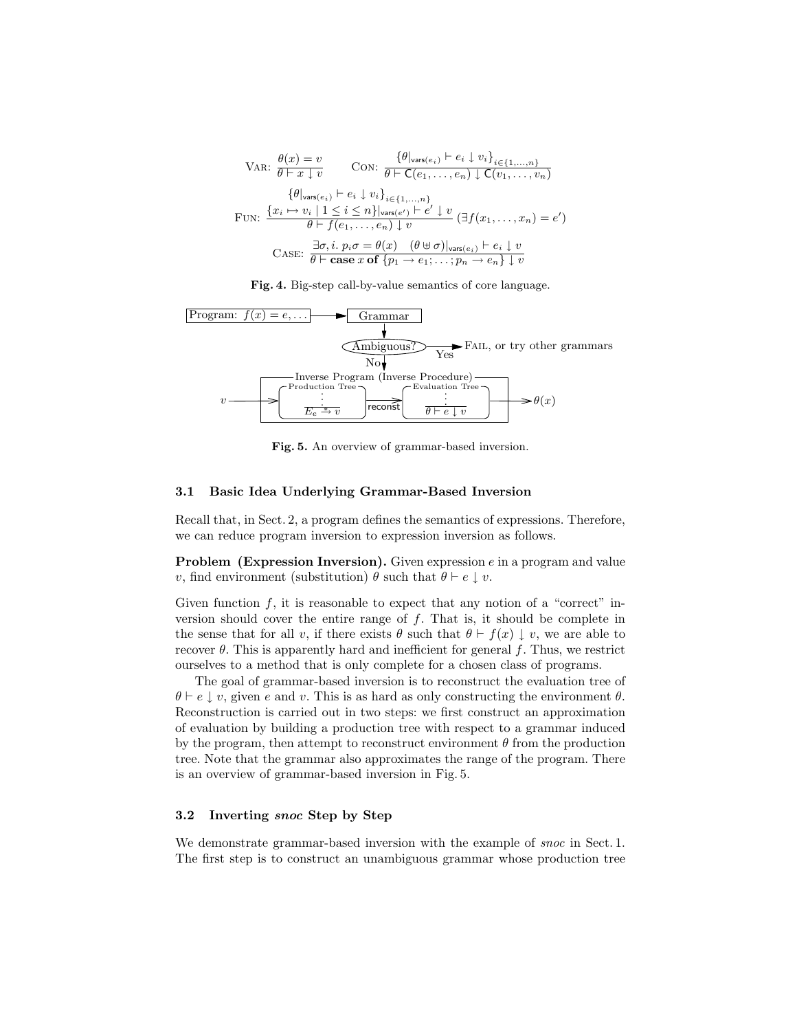$$\text{VAR: } \frac{\theta(x) = v}{\theta \vdash x \downarrow v} \qquad \text{CON: } \frac{\{\theta|_{\mathsf{vars}(e_i)} \vdash e_i \downarrow v_i\}_{i \in \{1,\dots,n\}}}{\theta \vdash \mathsf{C}(e_1, \dots, e_n) \downarrow \mathsf{C}(v_1, \dots, v_n)}$$

$$\text{FUN: } \frac{\begin{array}{c}\{\theta|_{\mathsf{vars}(e_i)} \vdash e_i \downarrow v_i\}_{i \in \{1,\dots,n\}} \\ \{x_i \mapsto v_i \mid 1 \le i \le n\}|_{\mathsf{vars}(e')} \vdash e' \downarrow v\end{array}}{\theta \vdash f(e_1, \dots, e_n) \downarrow v} \; (\exists f(x_1, \dots, x_n) = e')$$

$$\text{CASE: } \frac{\exists \sigma, i.\ p_i\sigma = \theta(x) \quad (\theta \uplus \sigma)|_{\mathsf{vars}(e_i)} \vdash e_i \downarrow v}{\theta \vdash \mathbf{case}\ x\ \mathbf{of}\ \{p_1 \to e_1; \dots; p_n \to e_n\} \downarrow v}$$

**Fig. 4.** Big-step call-by-value semantics of core language.

```
Program: f(x) = e, ...  ──► Grammar
                               │
                          (Ambiguous?) ──Yes──► FAIL, or try other grammars
                               │ No
                               ▼
        ┌──────── Inverse Program (Inverse Procedure) ────────┐
v ────► │ Production Tree ──reconst──► Evaluation Tree        │ ────► θ(x)
        │       ⋮                            ⋮                │
        │    E_e →* v                    θ ⊢ e ↓ v            │
        └─────────────────────────────────────────────────────┘
```

**Fig. 5.** An overview of grammar-based inversion.

### 3.1 Basic Idea Underlying Grammar-Based Inversion

Recall that, in Sect. 2, a program defines the semantics of expressions. Therefore, we can reduce program inversion to expression inversion as follows.

**Problem (Expression Inversion).** Given expression $e$ in a program and value $v$, find environment (substitution) $\theta$ such that $\theta \vdash e \downarrow v$.

Given function $f$, it is reasonable to expect that any notion of a "correct" inversion should cover the entire range of $f$. That is, it should be complete in the sense that for all $v$, if there exists $\theta$ such that $\theta \vdash f(x) \downarrow v$, we are able to recover $\theta$. This is apparently hard and inefficient for general $f$. Thus, we restrict ourselves to a method that is only complete for a chosen class of programs.

The goal of grammar-based inversion is to reconstruct the evaluation tree of $\theta \vdash e \downarrow v$, given $e$ and $v$. This is as hard as only constructing the environment $\theta$. Reconstruction is carried out in two steps: we first construct an approximation of evaluation by building a production tree with respect to a grammar induced by the program, then attempt to reconstruct environment $\theta$ from the production tree. Note that the grammar also approximates the range of the program. There is an overview of grammar-based inversion in Fig. 5.

### 3.2 Inverting *snoc* Step by Step

We demonstrate grammar-based inversion with the example of *snoc* in Sect. 1. The first step is to construct an unambiguous grammar whose production tree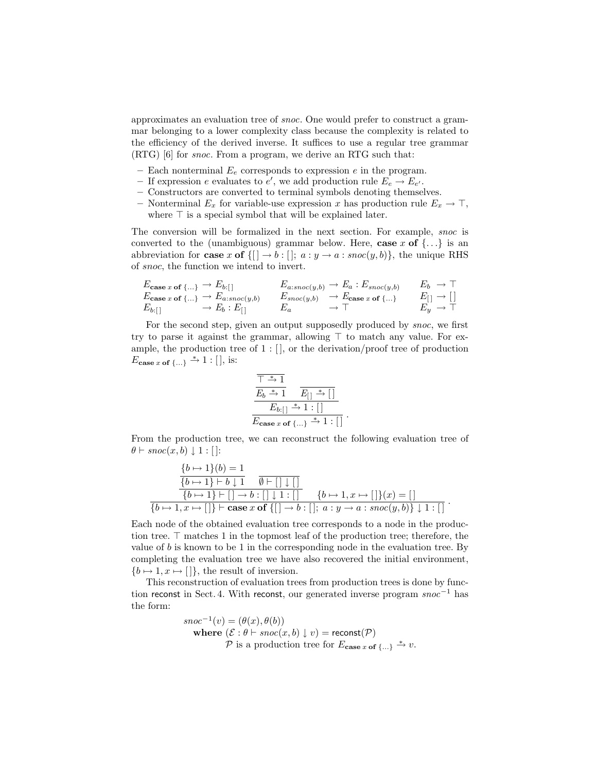approximates an evaluation tree of *snoc*. One would prefer to construct a grammar belonging to a lower complexity class because the complexity is related to the efficiency of the derived inverse. It suffices to use a regular tree grammar (RTG) [6] for *snoc*. From a program, we derive an RTG such that:

- Each nonterminal $E_e$ corresponds to expression $e$ in the program.
- If expression $e$ evaluates to $e'$, we add production rule $E_e \to E_{e'}$.
- Constructors are converted to terminal symbols denoting themselves.
- Nonterminal $E_x$ for variable-use expression $x$ has production rule $E_x \to \top$, where $\top$ is a special symbol that will be explained later.

The conversion will be formalized in the next section. For example, *snoc* is converted to the (unambiguous) grammar below. Here, **case** $x$ **of** $\{\ldots\}$ is an abbreviation for **case** $x$ **of** $\{[\,] \to b : [\,];\ a : y \to a : snoc(y, b)\}$, the unique RHS of *snoc*, the function we intend to invert.

$$
\begin{array}{lll}
E_{\textbf{case}\ x\ \textbf{of}\ \{\ldots\}} \to E_{b:[\,]} & E_{a:snoc(y,b)} \to E_a : E_{snoc(y,b)} & E_b \to \top \\
E_{\textbf{case}\ x\ \textbf{of}\ \{\ldots\}} \to E_{a:snoc(y,b)} & E_{snoc(y,b)} \to E_{\textbf{case}\ x\ \textbf{of}\ \{\ldots\}} & E_{[\,]} \to [\,] \\
E_{b:[\,]} \to E_b : E_{[\,]} & E_a \to \top & E_y \to \top
\end{array}
$$

For the second step, given an output supposedly produced by *snoc*, we first try to parse it against the grammar, allowing $\top$ to match any value. For example, the production tree of $1 : [\,]$, or the derivation/proof tree of production $E_{\textbf{case}\ x\ \textbf{of}\ \{\ldots\}} \xrightarrow{*} 1 : [\,]$, is:

$$
\dfrac{\dfrac{\dfrac{\overline{\top \xrightarrow{*} 1}}{E_b \xrightarrow{*} 1} \quad \overline{E_{[\,]} \xrightarrow{*} [\,]}}{E_{b:[\,]} \xrightarrow{*} 1 : [\,]}}{E_{\textbf{case}\ x\ \textbf{of}\ \{\ldots\}} \xrightarrow{*} 1 : [\,]}\ .
$$

From the production tree, we can reconstruct the following evaluation tree of $\theta \vdash snoc(x, b) \downarrow 1 : [\,]$:

$$
\dfrac{\dfrac{\dfrac{\{b \mapsto 1\}(b) = 1}{\{b \mapsto 1\} \vdash b \downarrow 1} \quad \overline{\emptyset \vdash [\,] \downarrow [\,]}}{\{b \mapsto 1\} \vdash [\,] \to b : [\,] \downarrow 1 : [\,]} \quad \{b \mapsto 1, x \mapsto [\,]\}(x) = [\,]}{\{b \mapsto 1, x \mapsto [\,]\} \vdash \textbf{case}\ x\ \textbf{of}\ \{[\,] \to b : [\,];\ a : y \to a : snoc(y, b)\} \downarrow 1 : [\,]}\ .
$$

Each node of the obtained evaluation tree corresponds to a node in the production tree. $\top$ matches 1 in the topmost leaf of the production tree; therefore, the value of $b$ is known to be 1 in the corresponding node in the evaluation tree. By completing the evaluation tree we have also recovered the initial environment, $\{b \mapsto 1, x \mapsto [\,]\}$, the result of inversion.

This reconstruction of evaluation trees from production trees is done by function reconst in Sect. 4. With reconst, our generated inverse program $snoc^{-1}$ has the form:

$$
\begin{array}{l}
snoc^{-1}(v) = (\theta(x), \theta(b)) \\
\quad \textbf{where}\ (\mathcal{E} : \theta \vdash snoc(x, b) \downarrow v) = \mathsf{reconst}(\mathcal{P}) \\
\qquad\quad \mathcal{P} \text{ is a production tree for } E_{\textbf{case}\ x\ \textbf{of}\ \{\ldots\}} \xrightarrow{*} v.
\end{array}
$$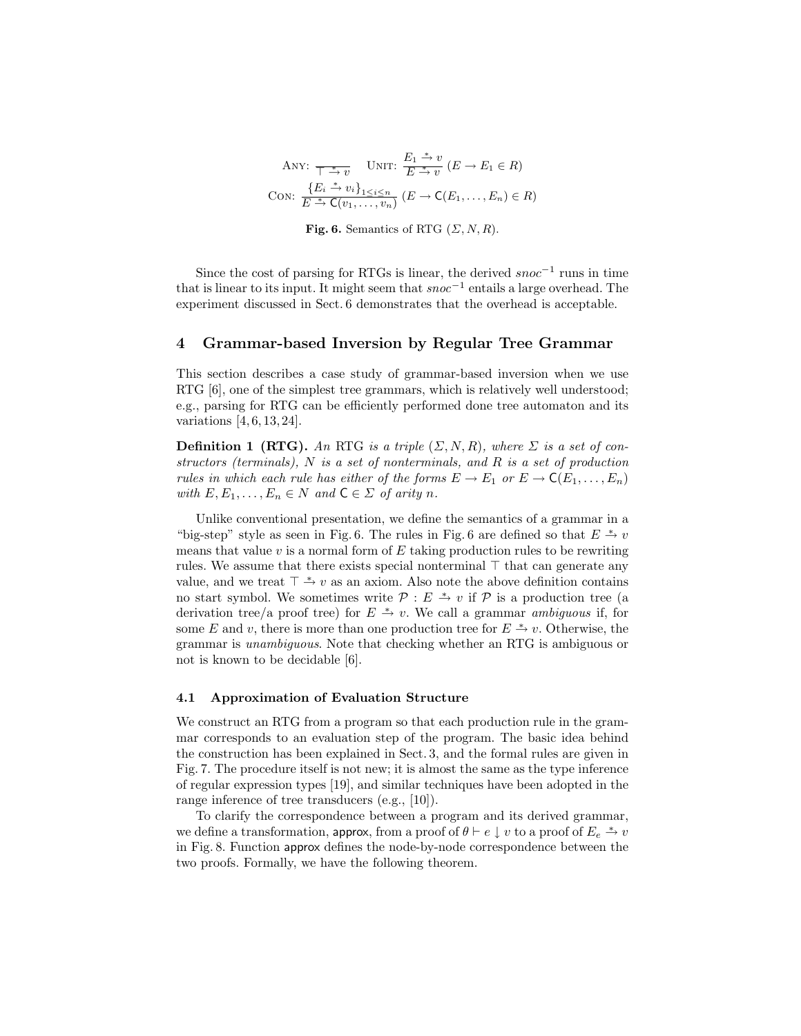$$\textsc{Any}: \frac{}{\top \xrightarrow{*} v} \quad \textsc{Unit}: \frac{E_1 \xrightarrow{*} v}{E \xrightarrow{*} v} \ (E \to E_1 \in R)$$

$$\textsc{Con}: \frac{\{E_i \xrightarrow{*} v_i\}_{1 \le i \le n}}{E \xrightarrow{*} \mathsf{C}(v_1, \dots, v_n)} \ (E \to \mathsf{C}(E_1, \dots, E_n) \in R)$$

**Fig. 6.** Semantics of RTG $(\Sigma, N, R)$.

Since the cost of parsing for RTGs is linear, the derived $snoc^{-1}$ runs in time that is linear to its input. It might seem that $snoc^{-1}$ entails a large overhead. The experiment discussed in Sect. 6 demonstrates that the overhead is acceptable.

## 4 Grammar-based Inversion by Regular Tree Grammar

This section describes a case study of grammar-based inversion when we use RTG [6], one of the simplest tree grammars, which is relatively well understood; e.g., parsing for RTG can be efficiently performed done tree automaton and its variations [4, 6, 13, 24].

**Definition 1 (RTG).** *An* RTG *is a triple* $(\Sigma, N, R)$*, where* $\Sigma$ *is a set of constructors (terminals),* $N$ *is a set of nonterminals, and* $R$ *is a set of production rules in which each rule has either of the forms* $E \to E_1$ *or* $E \to \mathsf{C}(E_1, \dots, E_n)$ *with* $E, E_1, \dots, E_n \in N$ *and* $\mathsf{C} \in \Sigma$ *of arity* $n$*.*

Unlike conventional presentation, we define the semantics of a grammar in a "big-step" style as seen in Fig. 6. The rules in Fig. 6 are defined so that $E \xrightarrow{*} v$ means that value $v$ is a normal form of $E$ taking production rules to be rewriting rules. We assume that there exists special nonterminal $\top$ that can generate any value, and we treat $\top \xrightarrow{*} v$ as an axiom. Also note the above definition contains no start symbol. We sometimes write $\mathcal{P} : E \xrightarrow{*} v$ if $\mathcal{P}$ is a production tree (a derivation tree/a proof tree) for $E \xrightarrow{*} v$. We call a grammar *ambiguous* if, for some $E$ and $v$, there is more than one production tree for $E \xrightarrow{*} v$. Otherwise, the grammar is *unambiguous*. Note that checking whether an RTG is ambiguous or not is known to be decidable [6].

### 4.1 Approximation of Evaluation Structure

We construct an RTG from a program so that each production rule in the grammar corresponds to an evaluation step of the program. The basic idea behind the construction has been explained in Sect. 3, and the formal rules are given in Fig. 7. The procedure itself is not new; it is almost the same as the type inference of regular expression types [19], and similar techniques have been adopted in the range inference of tree transducers (e.g., [10]).

To clarify the correspondence between a program and its derived grammar, we define a transformation, $\mathsf{approx}$, from a proof of $\theta \vdash e \downarrow v$ to a proof of $E_e \xrightarrow{*} v$ in Fig. 8. Function $\mathsf{approx}$ defines the node-by-node correspondence between the two proofs. Formally, we have the following theorem.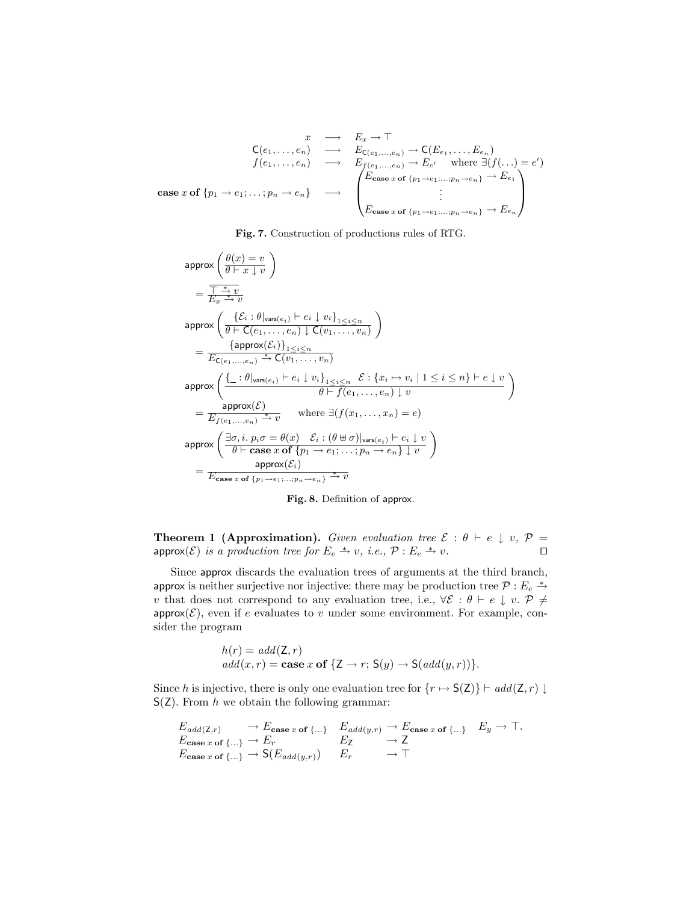$$
\begin{array}{rcl}
x & \longrightarrow & E_x \to \top \\
\mathsf{C}(e_1,\ldots,e_n) & \longrightarrow & E_{\mathsf{C}(e_1,\ldots,e_n)} \to \mathsf{C}(E_{e_1},\ldots,E_{e_n}) \\
f(e_1,\ldots,e_n) & \longrightarrow & E_{f(e_1,\ldots,e_n)} \to E_{e'} \quad \text{where } \exists (f(\ldots) = e') \\
\textbf{case } x \textbf{ of } \{p_1 \to e_1; \ldots; p_n \to e_n\} & \longrightarrow & \begin{pmatrix} E_{\textbf{case } x \textbf{ of } \{p_1 \to e_1;\ldots;p_n \to e_n\}} \to E_{e_1} \\ \vdots \\ E_{\textbf{case } x \textbf{ of } \{p_1 \to e_1;\ldots;p_n \to e_n\}} \to E_{e_n} \end{pmatrix}
\end{array}
$$

**Fig. 7.** Construction of productions rules of RTG.

$$
\mathsf{approx}\left( \frac{\theta(x) = v}{\theta \vdash x \downarrow v} \right) = \frac{\overline{\top \xrightarrow{*} v}}{E_x \xrightarrow{*} v}
$$

$$
\mathsf{approx}\left( \frac{\{\mathcal{E}_i : \theta|_{\mathsf{vars}(e_i)} \vdash e_i \downarrow v_i\}_{1 \le i \le n}}{\theta \vdash \mathsf{C}(e_1,\ldots,e_n) \downarrow \mathsf{C}(v_1,\ldots,v_n)} \right) = \frac{\{\mathsf{approx}(\mathcal{E}_i)\}_{1 \le i \le n}}{E_{\mathsf{C}(e_1,\ldots,e_n)} \xrightarrow{*} \mathsf{C}(v_1,\ldots,v_n)}
$$

$$
\mathsf{approx}\left( \frac{\{\_ : \theta|_{\mathsf{vars}(e_i)} \vdash e_i \downarrow v_i\}_{1 \le i \le n} \quad \mathcal{E} : \{x_i \mapsto v_i \mid 1 \le i \le n\} \vdash e \downarrow v}{\theta \vdash f(e_1,\ldots,e_n) \downarrow v} \right) = \frac{\mathsf{approx}(\mathcal{E})}{E_{f(e_1,\ldots,e_n)} \xrightarrow{*} v} \quad \text{where } \exists (f(x_1,\ldots,x_n) = e)
$$

$$
\mathsf{approx}\left( \frac{\exists \sigma, i.\ p_i\sigma = \theta(x) \quad \mathcal{E}_i : (\theta \uplus \sigma)|_{\mathsf{vars}(e_i)} \vdash e_i \downarrow v}{\theta \vdash \textbf{case } x \textbf{ of } \{p_1 \to e_1;\ldots;p_n \to e_n\} \downarrow v} \right) = \frac{\mathsf{approx}(\mathcal{E}_i)}{E_{\textbf{case } x \textbf{ of } \{p_1 \to e_1;\ldots;p_n \to e_n\}} \xrightarrow{*} v}
$$

**Fig. 8.** Definition of approx.

**Theorem 1 (Approximation).** *Given evaluation tree $\mathcal{E} : \theta \vdash e \downarrow v$, $\mathcal{P} = \mathsf{approx}(\mathcal{E})$ is a production tree for $E_e \xrightarrow{*} v$, i.e., $\mathcal{P} : E_e \xrightarrow{*} v$.* □

Since approx discards the evaluation trees of arguments at the third branch, approx is neither surjective nor injective: there may be production tree $\mathcal{P} : E_e \xrightarrow{*} v$ that does not correspond to any evaluation tree, i.e., $\forall \mathcal{E} : \theta \vdash e \downarrow v.\ \mathcal{P} \neq \mathsf{approx}(\mathcal{E})$, even if $e$ evaluates to $v$ under some environment. For example, consider the program

$$
\begin{array}{l}
h(r) = add(\mathsf{Z}, r) \\
add(x, r) = \textbf{case } x \textbf{ of } \{\mathsf{Z} \to r;\ \mathsf{S}(y) \to \mathsf{S}(add(y, r))\}.
\end{array}
$$

Since $h$ is injective, there is only one evaluation tree for $\{r \mapsto \mathsf{S}(\mathsf{Z})\} \vdash add(\mathsf{Z}, r) \downarrow \mathsf{S}(\mathsf{Z})$. From $h$ we obtain the following grammar:

$$
\begin{array}{llllll}
E_{add(\mathsf{Z},r)} & \to E_{\textbf{case } x \textbf{ of } \{\ldots\}} & E_{add(y,r)} & \to E_{\textbf{case } x \textbf{ of } \{\ldots\}} & E_y \to \top. \\
E_{\textbf{case } x \textbf{ of } \{\ldots\}} & \to E_r & E_{\mathsf{Z}} & \to \mathsf{Z} & \\
E_{\textbf{case } x \textbf{ of } \{\ldots\}} & \to \mathsf{S}(E_{add(y,r)}) & E_r & \to \top &
\end{array}
$$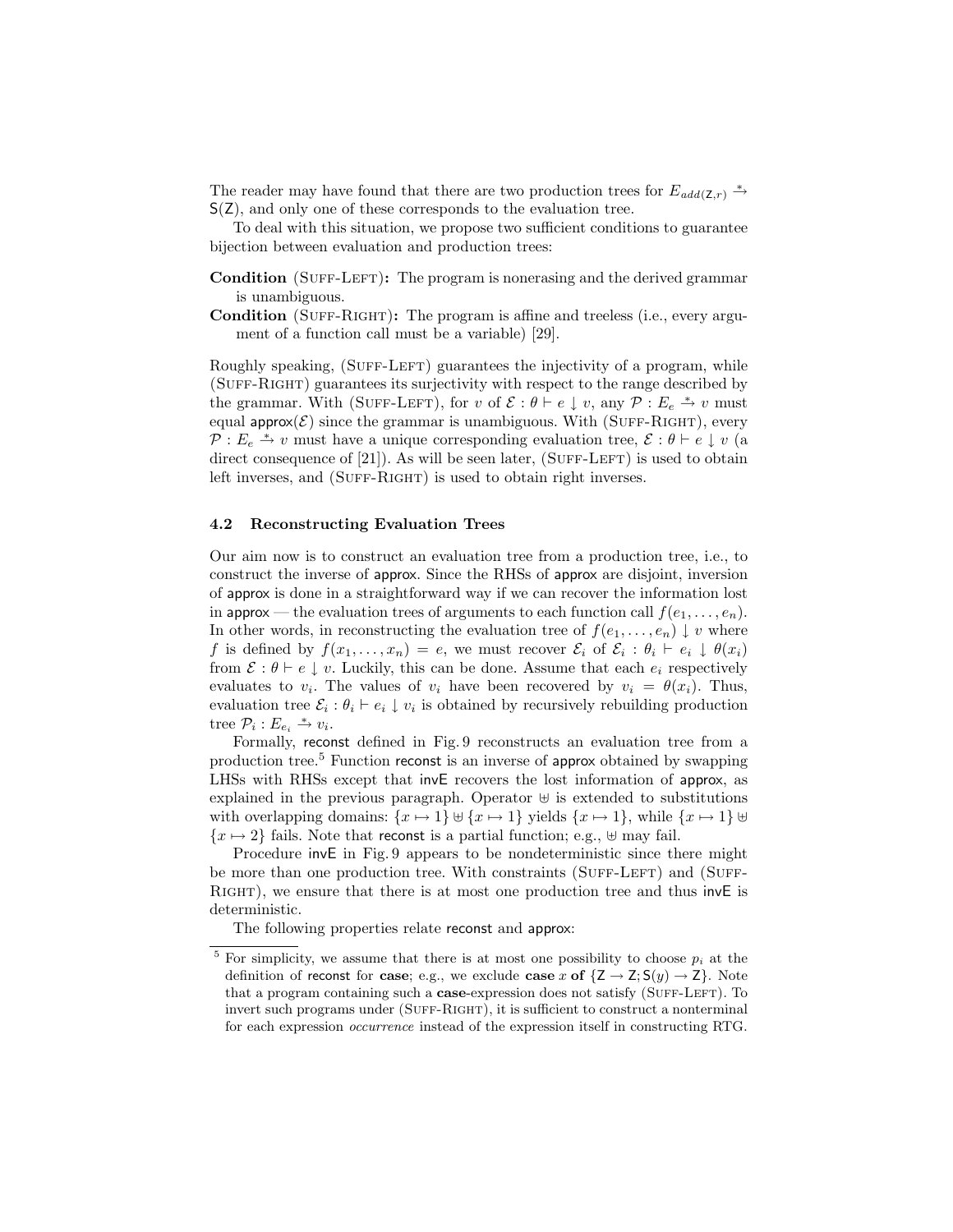The reader may have found that there are two production trees for $E_{add(\mathsf{Z},r)} \xrightarrow{*} \mathsf{S}(\mathsf{Z})$, and only one of these corresponds to the evaluation tree.

To deal with this situation, we propose two sufficient conditions to guarantee bijection between evaluation and production trees:

**Condition** (Suff-Left)**:** The program is nonerasing and the derived grammar is unambiguous.

**Condition** (Suff-Right)**:** The program is affine and treeless (i.e., every argument of a function call must be a variable) [29].

Roughly speaking, (Suff-Left) guarantees the injectivity of a program, while (Suff-Right) guarantees its surjectivity with respect to the range described by the grammar. With (Suff-Left), for $v$ of $\mathcal{E} : \theta \vdash e \downarrow v$, any $\mathcal{P} : E_e \xrightarrow{*} v$ must equal $\mathsf{approx}(\mathcal{E})$ since the grammar is unambiguous. With (Suff-Right), every $\mathcal{P} : E_e \xrightarrow{*} v$ must have a unique corresponding evaluation tree, $\mathcal{E} : \theta \vdash e \downarrow v$ (a direct consequence of [21]). As will be seen later, (Suff-Left) is used to obtain left inverses, and (Suff-Right) is used to obtain right inverses.

### 4.2 Reconstructing Evaluation Trees

Our aim now is to construct an evaluation tree from a production tree, i.e., to construct the inverse of approx. Since the RHSs of approx are disjoint, inversion of approx is done in a straightforward way if we can recover the information lost in approx — the evaluation trees of arguments to each function call $f(e_1, \dots, e_n)$. In other words, in reconstructing the evaluation tree of $f(e_1, \dots, e_n) \downarrow v$ where $f$ is defined by $f(x_1, \dots, x_n) = e$, we must recover $\mathcal{E}_i$ of $\mathcal{E}_i : \theta_i \vdash e_i \downarrow \theta(x_i)$ from $\mathcal{E} : \theta \vdash e \downarrow v$. Luckily, this can be done. Assume that each $e_i$ respectively evaluates to $v_i$. The values of $v_i$ have been recovered by $v_i = \theta(x_i)$. Thus, evaluation tree $\mathcal{E}_i : \theta_i \vdash e_i \downarrow v_i$ is obtained by recursively rebuilding production tree $\mathcal{P}_i : E_{e_i} \xrightarrow{*} v_i$.

Formally, reconst defined in Fig. 9 reconstructs an evaluation tree from a production tree.[5] Function reconst is an inverse of approx obtained by swapping LHSs with RHSs except that invE recovers the lost information of approx, as explained in the previous paragraph. Operator $\uplus$ is extended to substitutions with overlapping domains: $\{x \mapsto 1\} \uplus \{x \mapsto 1\}$ yields $\{x \mapsto 1\}$, while $\{x \mapsto 1\} \uplus \{x \mapsto 2\}$ fails. Note that reconst is a partial function; e.g., $\uplus$ may fail.

Procedure invE in Fig. 9 appears to be nondeterministic since there might be more than one production tree. With constraints (Suff-Left) and (Suff-Right), we ensure that there is at most one production tree and thus invE is deterministic.

The following properties relate reconst and approx:

[5] For simplicity, we assume that there is at most one possibility to choose $p_i$ at the definition of reconst for **case**; e.g., we exclude **case** $x$ **of** $\{\mathsf{Z} \to \mathsf{Z}; \mathsf{S}(y) \to \mathsf{Z}\}$. Note that a program containing such a **case**-expression does not satisfy (Suff-Left). To invert such programs under (Suff-Right), it is sufficient to construct a nonterminal for each expression *occurrence* instead of the expression itself in constructing RTG.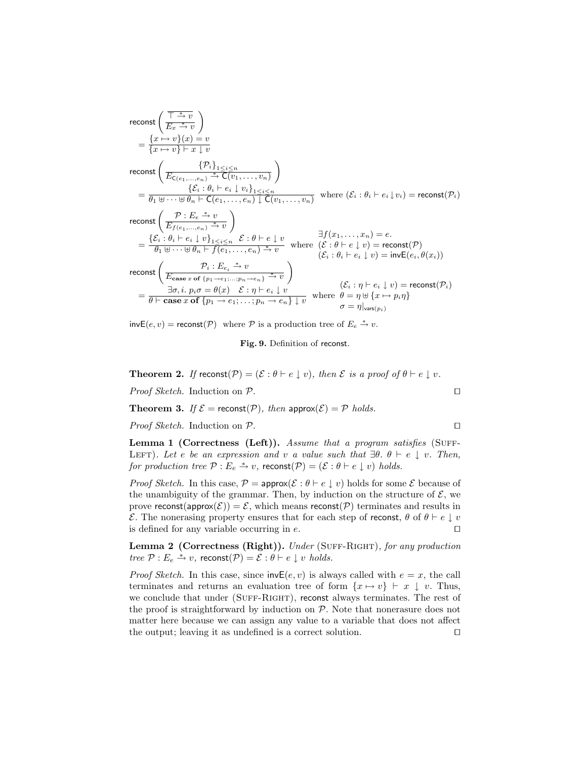$$
\mathsf{reconst}\left(\dfrac{\overline{\top \xrightarrow{*} v}}{E_x \xrightarrow{*} v}\right)
= \dfrac{\{x \mapsto v\}(x) = v}{\{x \mapsto v\} \vdash x \downarrow v}
$$

$$
\mathsf{reconst}\left(\dfrac{\{\mathcal{P}_i\}_{1 \le i \le n}}{E_{\mathsf{C}(e_1,\dots,e_n)} \xrightarrow{*} \mathsf{C}(v_1,\dots,v_n)}\right)
= \dfrac{\{\mathcal{E}_i : \theta_i \vdash e_i \downarrow v_i\}_{1 \le i \le n}}{\theta_1 \uplus \cdots \uplus \theta_n \vdash \mathsf{C}(e_1,\dots,e_n) \downarrow \mathsf{C}(v_1,\dots,v_n)} \quad \text{where } (\mathcal{E}_i : \theta_i \vdash e_i \downarrow v_i) = \mathsf{reconst}(\mathcal{P}_i)
$$

$$
\mathsf{reconst}\left(\dfrac{\mathcal{P} : E_e \xrightarrow{*} v}{E_{f(e_1,\dots,e_n)} \xrightarrow{*} v}\right)
= \dfrac{\{\mathcal{E}_i : \theta_i \vdash e_i \downarrow v\}_{1 \le i \le n} \quad \mathcal{E} : \theta \vdash e \downarrow v}{\theta_1 \uplus \cdots \uplus \theta_n \vdash f(e_1,\dots,e_n) \xrightarrow{*} v} \quad \text{where } \begin{array}{l} \exists f(x_1,\dots,x_n) = e. \\ (\mathcal{E} : \theta \vdash e \downarrow v) = \mathsf{reconst}(\mathcal{P}) \\ (\mathcal{E}_i : \theta_i \vdash e_i \downarrow v) = \mathsf{invE}(e_i, \theta(x_i)) \end{array}
$$

$$
\mathsf{reconst}\left(\dfrac{\mathcal{P}_i : E_{e_i} \xrightarrow{*} v}{E_{\mathbf{case}\ x\ \mathbf{of}\ \{p_1 \to e_1; \dots; p_n \to e_n\}} \xrightarrow{*} v}\right)
= \dfrac{\exists \sigma, i.\ p_i\sigma = \theta(x) \quad \mathcal{E} : \eta \vdash e_i \downarrow v}{\theta \vdash \mathbf{case}\ x\ \mathbf{of}\ \{p_1 \to e_1; \dots; p_n \to e_n\} \downarrow v} \quad \text{where } \begin{array}{l} (\mathcal{E}_i : \eta \vdash e_i \downarrow v) = \mathsf{reconst}(\mathcal{P}_i) \\ \theta = \eta \uplus \{x \mapsto p_i\eta\} \\ \sigma = \eta|_{\mathsf{vars}(p_i)} \end{array}
$$

$\mathsf{invE}(e, v) = \mathsf{reconst}(\mathcal{P})$ where $\mathcal{P}$ is a production tree of $E_e \xrightarrow{*} v$.

**Fig. 9.** Definition of reconst.

**Theorem 2.** *If* $\mathsf{reconst}(\mathcal{P}) = (\mathcal{E} : \theta \vdash e \downarrow v)$*, then* $\mathcal{E}$ *is a proof of* $\theta \vdash e \downarrow v$*.*

*Proof Sketch.* Induction on $\mathcal{P}$. ◻

**Theorem 3.** *If* $\mathcal{E} = \mathsf{reconst}(\mathcal{P})$*, then* $\mathsf{approx}(\mathcal{E}) = \mathcal{P}$ *holds.*

*Proof Sketch.* Induction on $\mathcal{P}$. ◻

**Lemma 1 (Correctness (Left)).** *Assume that a program satisfies* (Suff-Left)*. Let* $e$ *be an expression and* $v$ *a value such that* $\exists\theta.\ \theta \vdash e \downarrow v$*. Then, for production tree* $\mathcal{P} : E_e \xrightarrow{*} v$*,* $\mathsf{reconst}(\mathcal{P}) = (\mathcal{E} : \theta \vdash e \downarrow v)$ *holds.*

*Proof Sketch.* In this case, $\mathcal{P} = \mathsf{approx}(\mathcal{E} : \theta \vdash e \downarrow v)$ holds for some $\mathcal{E}$ because of the unambiguity of the grammar. Then, by induction on the structure of $\mathcal{E}$, we prove $\mathsf{reconst}(\mathsf{approx}(\mathcal{E})) = \mathcal{E}$, which means $\mathsf{reconst}(\mathcal{P})$ terminates and results in $\mathcal{E}$. The nonerasing property ensures that for each step of reconst, $\theta$ of $\theta \vdash e \downarrow v$ is defined for any variable occurring in $e$. ◻

**Lemma 2 (Correctness (Right)).** *Under* (Suff-Right)*, for any production tree* $\mathcal{P} : E_e \xrightarrow{*} v$*,* $\mathsf{reconst}(\mathcal{P}) = \mathcal{E} : \theta \vdash e \downarrow v$ *holds.*

*Proof Sketch.* In this case, since $\mathsf{invE}(e, v)$ is always called with $e = x$, the call terminates and returns an evaluation tree of form $\{x \mapsto v\} \vdash x \downarrow v$. Thus, we conclude that under (Suff-Right), reconst always terminates. The rest of the proof is straightforward by induction on $\mathcal{P}$. Note that nonerasure does not matter here because we can assign any value to a variable that does not affect the output; leaving it as undefined is a correct solution. ◻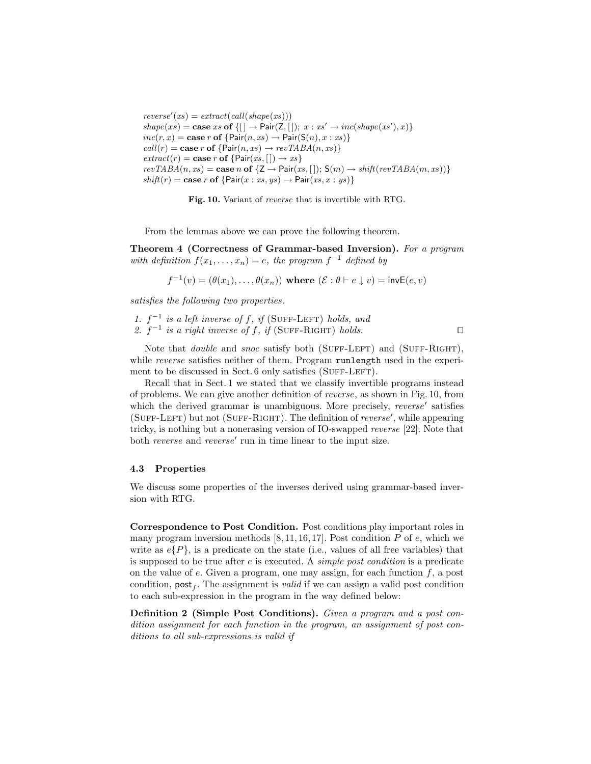$$
\begin{array}{l}
\mathit{reverse}'(xs) = \mathit{extract}(\mathit{call}(\mathit{shape}(xs))) \\
\mathit{shape}(xs) = \textbf{case}\ xs\ \textbf{of}\ \{[\,] \to \mathsf{Pair}(\mathsf{Z}, [\,]);\ x : xs' \to \mathit{inc}(\mathit{shape}(xs'), x)\} \\
\mathit{inc}(r, x) = \textbf{case}\ r\ \textbf{of}\ \{\mathsf{Pair}(n, xs) \to \mathsf{Pair}(\mathsf{S}(n), x : xs)\} \\
\mathit{call}(r) = \textbf{case}\ r\ \textbf{of}\ \{\mathsf{Pair}(n, xs) \to \mathit{revTABA}(n, xs)\} \\
\mathit{extract}(r) = \textbf{case}\ r\ \textbf{of}\ \{\mathsf{Pair}(xs, [\,]) \to xs\} \\
\mathit{revTABA}(n, xs) = \textbf{case}\ n\ \textbf{of}\ \{\mathsf{Z} \to \mathsf{Pair}(xs, [\,]);\ \mathsf{S}(m) \to \mathit{shift}(\mathit{revTABA}(m, xs))\} \\
\mathit{shift}(r) = \textbf{case}\ r\ \textbf{of}\ \{\mathsf{Pair}(x : xs, ys) \to \mathsf{Pair}(xs, x : ys)\}
\end{array}
$$

**Fig. 10.** Variant of *reverse* that is invertible with RTG.

From the lemmas above we can prove the following theorem.

**Theorem 4 (Correctness of Grammar-based Inversion).** *For a program with definition $f(x_1, \ldots, x_n) = e$, the program $f^{-1}$ defined by*

$$f^{-1}(v) = (\theta(x_1), \ldots, \theta(x_n))\ \textbf{where}\ (\mathcal{E} : \theta \vdash e \downarrow v) = \mathsf{invE}(e, v)$$

*satisfies the following two properties.*

1. *$f^{-1}$ is a left inverse of $f$, if* (Suff-Left) *holds, and*
2. *$f^{-1}$ is a right inverse of $f$, if* (Suff-Right) *holds.* □

Note that *double* and *snoc* satisfy both (Suff-Left) and (Suff-Right), while *reverse* satisfies neither of them. Program `runlength` used in the experiment to be discussed in Sect. 6 only satisfies (Suff-Left).

Recall that in Sect. 1 we stated that we classify invertible programs instead of problems. We can give another definition of *reverse*, as shown in Fig. 10, from which the derived grammar is unambiguous. More precisely, $\mathit{reverse}'$ satisfies (Suff-Left) but not (Suff-Right). The definition of $\mathit{reverse}'$, while appearing tricky, is nothing but a nonerasing version of IO-swapped *reverse* [22]. Note that both *reverse* and $\mathit{reverse}'$ run in time linear to the input size.

### 4.3 Properties

We discuss some properties of the inverses derived using grammar-based inversion with RTG.

**Correspondence to Post Condition.** Post conditions play important roles in many program inversion methods [8, 11, 16, 17]. Post condition $P$ of $e$, which we write as $e\{P\}$, is a predicate on the state (i.e., values of all free variables) that is supposed to be true after $e$ is executed. A *simple post condition* is a predicate on the value of $e$. Given a program, one may assign, for each function $f$, a post condition, $\mathsf{post}_f$. The assignment is *valid* if we can assign a valid post condition to each sub-expression in the program in the way defined below:

**Definition 2 (Simple Post Conditions).** *Given a program and a post condition assignment for each function in the program, an assignment of post conditions to all sub-expressions is valid if*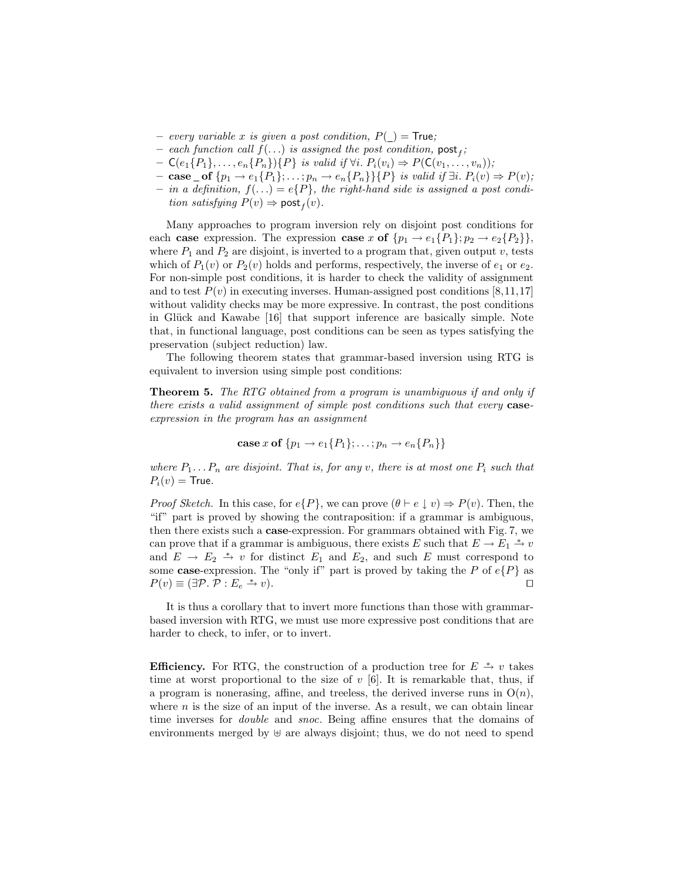- *every variable $x$ is given a post condition, $P(\_) = \mathsf{True}$;*
- *each function call $f(\dots)$ is assigned the post condition, $\mathsf{post}_f$;*
- *$\mathsf{C}(e_1\{P_1\},\dots,e_n\{P_n\})\{P\}$ is valid if $\forall i.\ P_i(v_i) \Rightarrow P(\mathsf{C}(v_1,\dots,v_n))$;*
- ***case** \_ **of** $\{p_1 \to e_1\{P_1\};\dots;p_n \to e_n\{P_n\}\}\{P\}$ is valid if $\exists i.\ P_i(v) \Rightarrow P(v)$;*
- *in a definition, $f(\dots) = e\{P\}$, the right-hand side is assigned a post condition satisfying $P(v) \Rightarrow \mathsf{post}_f(v)$.*

Many approaches to program inversion rely on disjoint post conditions for each **case** expression. The expression **case** $x$ **of** $\{p_1 \to e_1\{P_1\}; p_2 \to e_2\{P_2\}\}$, where $P_1$ and $P_2$ are disjoint, is inverted to a program that, given output $v$, tests which of $P_1(v)$ or $P_2(v)$ holds and performs, respectively, the inverse of $e_1$ or $e_2$. For non-simple post conditions, it is harder to check the validity of assignment and to test $P(v)$ in executing inverses. Human-assigned post conditions [8,11,17] without validity checks may be more expressive. In contrast, the post conditions in Glück and Kawabe [16] that support inference are basically simple. Note that, in functional language, post conditions can be seen as types satisfying the preservation (subject reduction) law.

The following theorem states that grammar-based inversion using RTG is equivalent to inversion using simple post conditions:

**Theorem 5.** *The RTG obtained from a program is unambiguous if and only if there exists a valid assignment of simple post conditions such that every* **case***-expression in the program has an assignment*

$$\textbf{case}\ x\ \textbf{of}\ \{p_1 \to e_1\{P_1\};\dots;p_n \to e_n\{P_n\}\}$$

*where $P_1 \dots P_n$ are disjoint. That is, for any $v$, there is at most one $P_i$ such that $P_i(v) = \mathsf{True}$.*

*Proof Sketch.* In this case, for $e\{P\}$, we can prove $(\theta \vdash e \downarrow v) \Rightarrow P(v)$. Then, the "if" part is proved by showing the contraposition: if a grammar is ambiguous, then there exists such a **case**-expression. For grammars obtained with Fig. 7, we can prove that if a grammar is ambiguous, there exists $E$ such that $E \to E_1 \xrightarrow{*} v$ and $E \to E_2 \xrightarrow{*} v$ for distinct $E_1$ and $E_2$, and such $E$ must correspond to some **case**-expression. The "only if" part is proved by taking the $P$ of $e\{P\}$ as $P(v) \equiv (\exists \mathcal{P}.\ \mathcal{P} : E_e \xrightarrow{*} v)$. ◻

It is thus a corollary that to invert more functions than those with grammar-based inversion with RTG, we must use more expressive post conditions that are harder to check, to infer, or to invert.

**Efficiency.** For RTG, the construction of a production tree for $E \xrightarrow{*} v$ takes time at worst proportional to the size of $v$ [6]. It is remarkable that, thus, if a program is nonerasing, affine, and treeless, the derived inverse runs in $\mathrm{O}(n)$, where $n$ is the size of an input of the inverse. As a result, we can obtain linear time inverses for *double* and *snoc*. Being affine ensures that the domains of environments merged by $\uplus$ are always disjoint; thus, we do not need to spend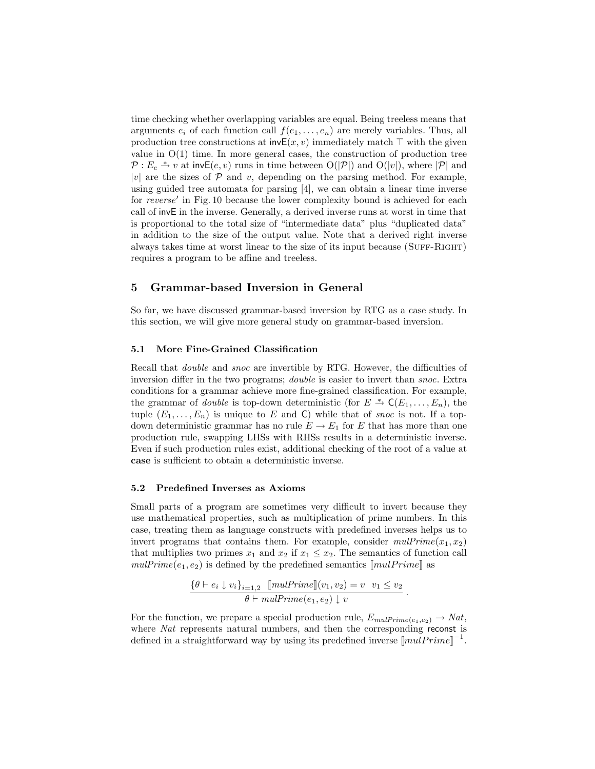time checking whether overlapping variables are equal. Being treeless means that arguments $e_i$ of each function call $f(e_1, \ldots, e_n)$ are merely variables. Thus, all production tree constructions at $\mathsf{invE}(x, v)$ immediately match $\top$ with the given value in O(1) time. In more general cases, the construction of production tree $\mathcal{P} : E_e \xrightarrow{*} v$ at $\mathsf{invE}(e, v)$ runs in time between $\mathrm{O}(|\mathcal{P}|)$ and $\mathrm{O}(|v|)$, where $|\mathcal{P}|$ and $|v|$ are the sizes of $\mathcal{P}$ and $v$, depending on the parsing method. For example, using guided tree automata for parsing [4], we can obtain a linear time inverse for *reverse′* in Fig. 10 because the lower complexity bound is achieved for each call of invE in the inverse. Generally, a derived inverse runs at worst in time that is proportional to the total size of "intermediate data" plus "duplicated data" in addition to the size of the output value. Note that a derived right inverse always takes time at worst linear to the size of its input because (Suff-Right) requires a program to be affine and treeless.

## 5 Grammar-based Inversion in General

So far, we have discussed grammar-based inversion by RTG as a case study. In this section, we will give more general study on grammar-based inversion.

### 5.1 More Fine-Grained Classification

Recall that *double* and *snoc* are invertible by RTG. However, the difficulties of inversion differ in the two programs; *double* is easier to invert than *snoc*. Extra conditions for a grammar achieve more fine-grained classification. For example, the grammar of *double* is top-down deterministic (for $E \xrightarrow{*} \mathsf{C}(E_1, \ldots, E_n)$, the tuple $(E_1, \ldots, E_n)$ is unique to $E$ and $\mathsf{C}$) while that of *snoc* is not. If a top-down deterministic grammar has no rule $E \to E_1$ for $E$ that has more than one production rule, swapping LHSs with RHSs results in a deterministic inverse. Even if such production rules exist, additional checking of the root of a value at **case** is sufficient to obtain a deterministic inverse.

### 5.2 Predefined Inverses as Axioms

Small parts of a program are sometimes very difficult to invert because they use mathematical properties, such as multiplication of prime numbers. In this case, treating them as language constructs with predefined inverses helps us to invert programs that contains them. For example, consider $mulPrime(x_1, x_2)$ that multiplies two primes $x_1$ and $x_2$ if $x_1 \leq x_2$. The semantics of function call $mulPrime(e_1, e_2)$ is defined by the predefined semantics $[\![mulPrime]\!]$ as

$$\frac{\{\theta \vdash e_i \downarrow v_i\}_{i=1,2} \quad [\![mulPrime]\!](v_1, v_2) = v \quad v_1 \leq v_2}{\theta \vdash mulPrime(e_1, e_2) \downarrow v}\ .$$

For the function, we prepare a special production rule, $E_{mulPrime(e_1,e_2)} \to Nat$, where $Nat$ represents natural numbers, and then the corresponding reconst is defined in a straightforward way by using its predefined inverse $[\![mulPrime]\!]^{-1}$.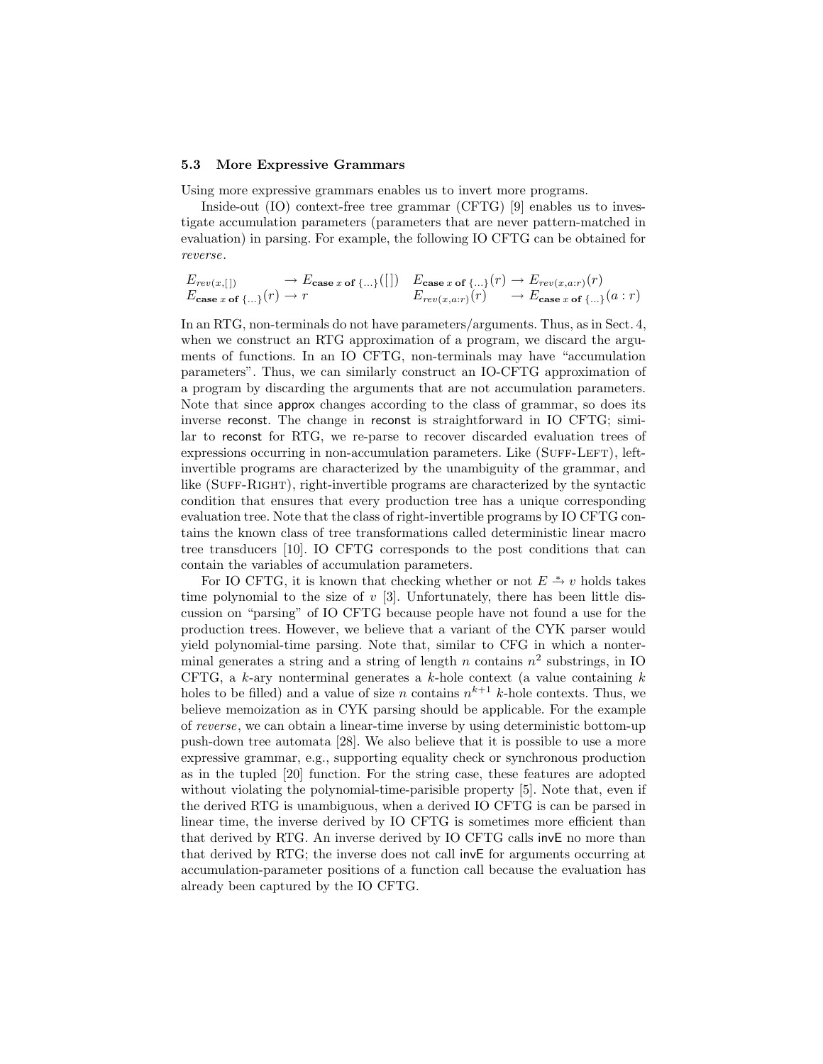### 5.3 More Expressive Grammars

Using more expressive grammars enables us to invert more programs.

Inside-out (IO) context-free tree grammar (CFTG) [9] enables us to investigate accumulation parameters (parameters that are never pattern-matched in evaluation) in parsing. For example, the following IO CFTG can be obtained for *reverse*.

$$
\begin{array}{llll}
E_{rev(x,[])} & \to E_{\textbf{case } x \textbf{ of } \{\ldots\}}([]) & E_{\textbf{case } x \textbf{ of } \{\ldots\}}(r) & \to E_{rev(x,a:r)}(r) \\
E_{\textbf{case } x \textbf{ of } \{\ldots\}}(r) \to r & & E_{rev(x,a:r)}(r) & \to E_{\textbf{case } x \textbf{ of } \{\ldots\}}(a:r)
\end{array}
$$

In an RTG, non-terminals do not have parameters/arguments. Thus, as in Sect. 4, when we construct an RTG approximation of a program, we discard the arguments of functions. In an IO CFTG, non-terminals may have "accumulation parameters". Thus, we can similarly construct an IO-CFTG approximation of a program by discarding the arguments that are not accumulation parameters. Note that since approx changes according to the class of grammar, so does its inverse reconst. The change in reconst is straightforward in IO CFTG; similar to reconst for RTG, we re-parse to recover discarded evaluation trees of expressions occurring in non-accumulation parameters. Like (Suff-Left), left-invertible programs are characterized by the unambiguity of the grammar, and like (Suff-Right), right-invertible programs are characterized by the syntactic condition that ensures that every production tree has a unique corresponding evaluation tree. Note that the class of right-invertible programs by IO CFTG contains the known class of tree transformations called deterministic linear macro tree transducers [10]. IO CFTG corresponds to the post conditions that can contain the variables of accumulation parameters.

For IO CFTG, it is known that checking whether or not $E \xrightarrow{*} v$ holds takes time polynomial to the size of $v$ [3]. Unfortunately, there has been little discussion on "parsing" of IO CFTG because people have not found a use for the production trees. However, we believe that a variant of the CYK parser would yield polynomial-time parsing. Note that, similar to CFG in which a nonterminal generates a string and a string of length $n$ contains $n^2$ substrings, in IO CFTG, a $k$-ary nonterminal generates a $k$-hole context (a value containing $k$ holes to be filled) and a value of size $n$ contains $n^{k+1}$ $k$-hole contexts. Thus, we believe memoization as in CYK parsing should be applicable. For the example of *reverse*, we can obtain a linear-time inverse by using deterministic bottom-up push-down tree automata [28]. We also believe that it is possible to use a more expressive grammar, e.g., supporting equality check or synchronous production as in the tupled [20] function. For the string case, these features are adopted without violating the polynomial-time-parisible property [5]. Note that, even if the derived RTG is unambiguous, when a derived IO CFTG is can be parsed in linear time, the inverse derived by IO CFTG is sometimes more efficient than that derived by RTG. An inverse derived by IO CFTG calls invE no more than that derived by RTG; the inverse does not call invE for arguments occurring at accumulation-parameter positions of a function call because the evaluation has already been captured by the IO CFTG.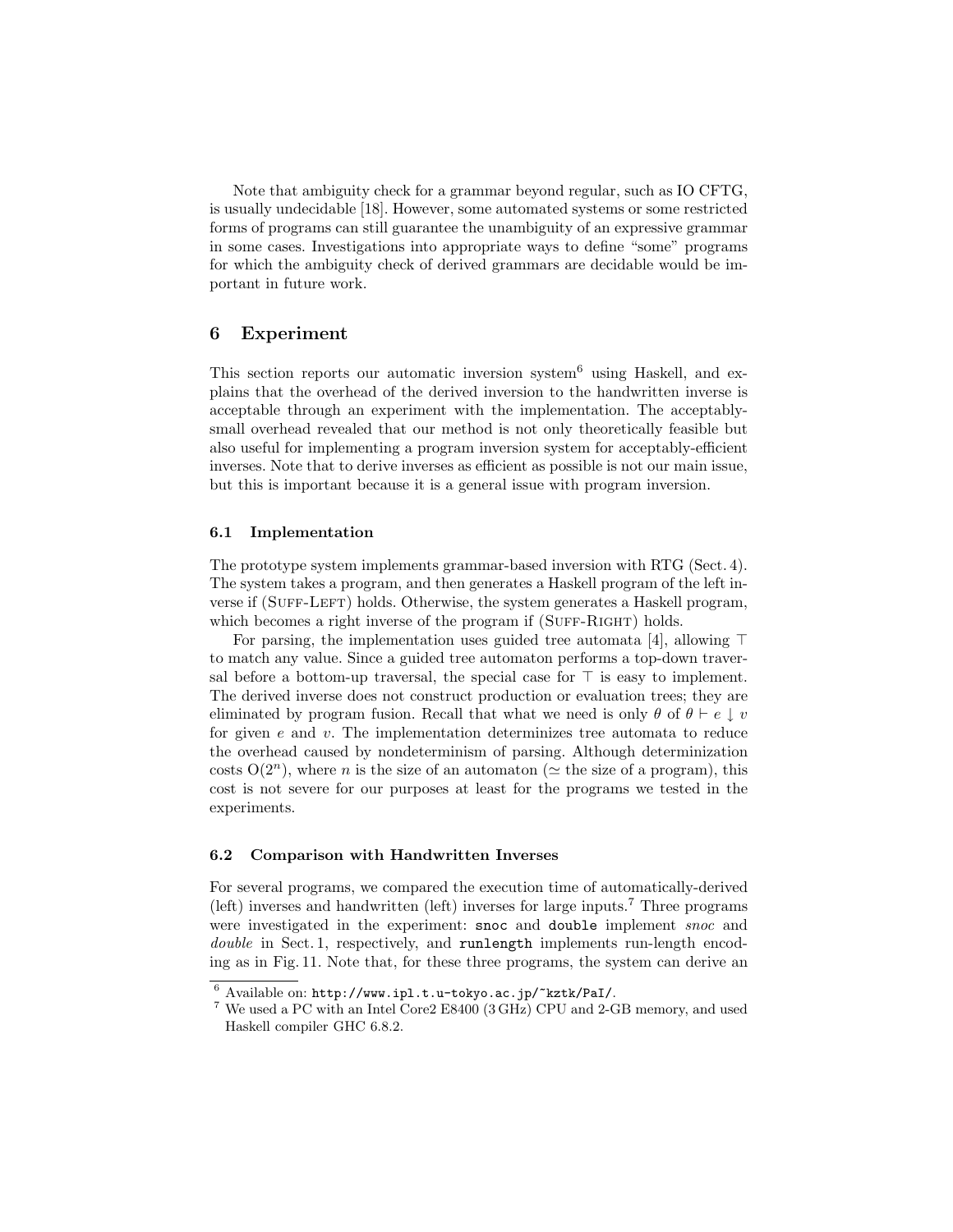Note that ambiguity check for a grammar beyond regular, such as IO CFTG, is usually undecidable [18]. However, some automated systems or some restricted forms of programs can still guarantee the unambiguity of an expressive grammar in some cases. Investigations into appropriate ways to define "some" programs for which the ambiguity check of derived grammars are decidable would be important in future work.

## 6 Experiment

This section reports our automatic inversion system[6] using Haskell, and explains that the overhead of the derived inversion to the handwritten inverse is acceptable through an experiment with the implementation. The acceptably-small overhead revealed that our method is not only theoretically feasible but also useful for implementing a program inversion system for acceptably-efficient inverses. Note that to derive inverses as efficient as possible is not our main issue, but this is important because it is a general issue with program inversion.

### 6.1 Implementation

The prototype system implements grammar-based inversion with RTG (Sect. 4). The system takes a program, and then generates a Haskell program of the left inverse if (Suff-Left) holds. Otherwise, the system generates a Haskell program, which becomes a right inverse of the program if (Suff-Right) holds.

For parsing, the implementation uses guided tree automata [4], allowing $\top$ to match any value. Since a guided tree automaton performs a top-down traversal before a bottom-up traversal, the special case for $\top$ is easy to implement. The derived inverse does not construct production or evaluation trees; they are eliminated by program fusion. Recall that what we need is only $\theta$ of $\theta \vdash e \downarrow v$ for given $e$ and $v$. The implementation determinizes tree automata to reduce the overhead caused by nondeterminism of parsing. Although determinization costs $O(2^n)$, where $n$ is the size of an automaton ($\simeq$ the size of a program), this cost is not severe for our purposes at least for the programs we tested in the experiments.

### 6.2 Comparison with Handwritten Inverses

For several programs, we compared the execution time of automatically-derived (left) inverses and handwritten (left) inverses for large inputs.[7] Three programs were investigated in the experiment: `snoc` and `double` implement *snoc* and *double* in Sect. 1, respectively, and `runlength` implements run-length encoding as in Fig. 11. Note that, for these three programs, the system can derive an

---

[6] Available on: `http://www.ipl.t.u-tokyo.ac.jp/~kztk/PaI/`.

[7] We used a PC with an Intel Core2 E8400 (3 GHz) CPU and 2-GB memory, and used Haskell compiler GHC 6.8.2.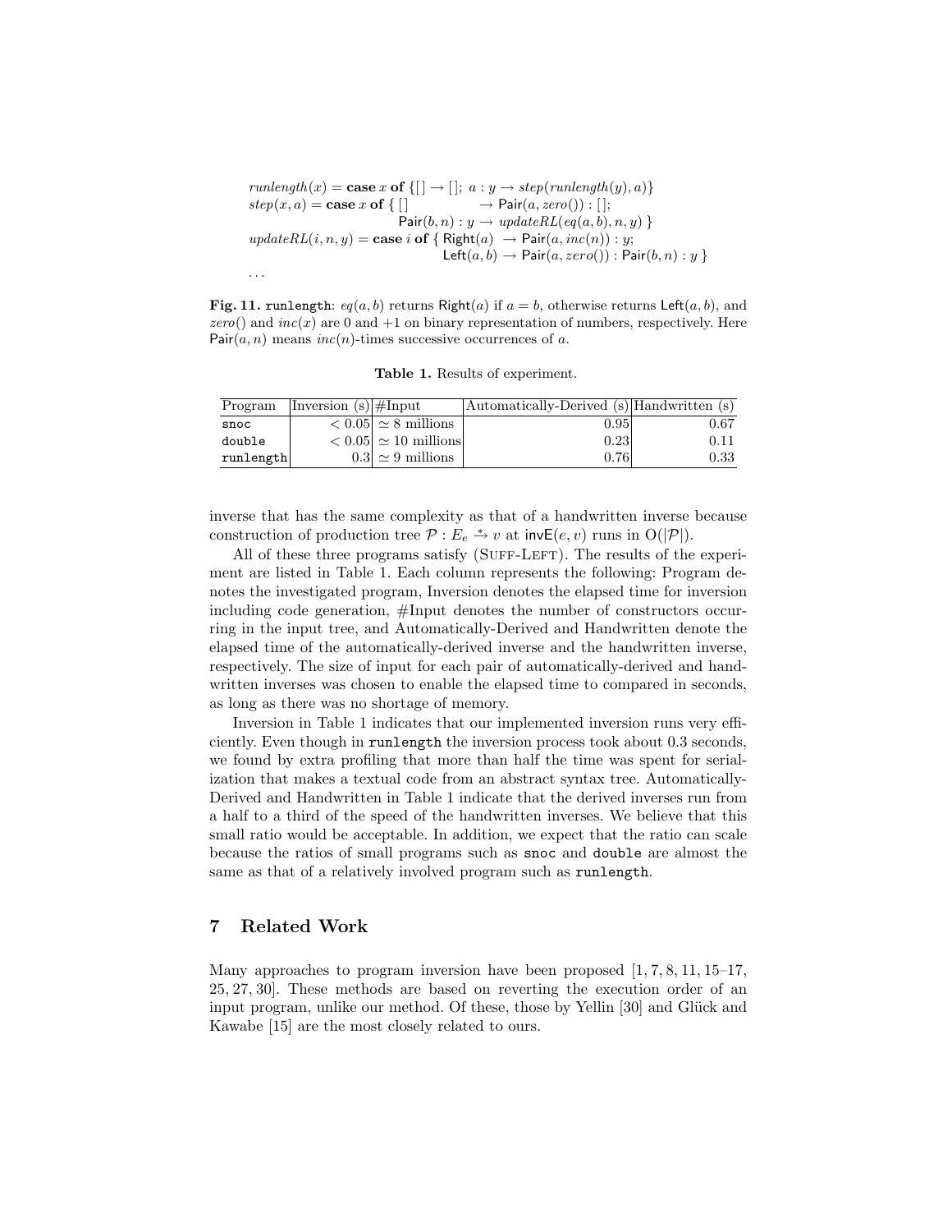$$
\begin{array}{l}
\mathit{runlength}(x) = \textbf{case}\ x\ \textbf{of}\ \{[\,] \rightarrow [\,];\ a : y \rightarrow \mathit{step}(\mathit{runlength}(y), a)\} \\
\mathit{step}(x, a) = \textbf{case}\ x\ \textbf{of}\ \{\ [\,] \qquad\qquad \rightarrow \mathsf{Pair}(a, \mathit{zero}()) : [\,]; \\
\qquad\qquad\qquad\qquad\qquad \mathsf{Pair}(b, n) : y \rightarrow \mathit{updateRL}(\mathit{eq}(a, b), n, y)\ \} \\
\mathit{updateRL}(i, n, y) = \textbf{case}\ i\ \textbf{of}\ \{\ \mathsf{Right}(a)\ \ \rightarrow \mathsf{Pair}(a, \mathit{inc}(n)) : y; \\
\qquad\qquad\qquad\qquad\qquad\qquad\quad \mathsf{Left}(a, b) \rightarrow \mathsf{Pair}(a, \mathit{zero}()) : \mathsf{Pair}(b, n) : y\ \} \\
\ldots
\end{array}
$$

**Fig. 11.** runlength: $eq(a, b)$ returns $\mathsf{Right}(a)$ if $a = b$, otherwise returns $\mathsf{Left}(a, b)$, and $zero()$ and $inc(x)$ are 0 and +1 on binary representation of numbers, respectively. Here $\mathsf{Pair}(a, n)$ means $inc(n)$-times successive occurrences of $a$.

**Table 1.** Results of experiment.

| Program | Inversion (s) | #Input | Automatically-Derived (s) | Handwritten (s) |
|---|---|---|---|---|
| snoc | $< 0.05$ | $\simeq 8$ millions | 0.95 | 0.67 |
| double | $< 0.05$ | $\simeq 10$ millions | 0.23 | 0.11 |
| runlength | 0.3 | $\simeq 9$ millions | 0.76 | 0.33 |

inverse that has the same complexity as that of a handwritten inverse because construction of production tree $\mathcal{P} : E_e \xrightarrow{*} v$ at $\mathsf{invE}(e, v)$ runs in $\mathrm{O}(|\mathcal{P}|)$.

All of these three programs satisfy (Suff-Left). The results of the experiment are listed in Table 1. Each column represents the following: Program denotes the investigated program, Inversion denotes the elapsed time for inversion including code generation, #Input denotes the number of constructors occurring in the input tree, and Automatically-Derived and Handwritten denote the elapsed time of the automatically-derived inverse and the handwritten inverse, respectively. The size of input for each pair of automatically-derived and handwritten inverses was chosen to enable the elapsed time to compared in seconds, as long as there was no shortage of memory.

Inversion in Table 1 indicates that our implemented inversion runs very efficiently. Even though in runlength the inversion process took about 0.3 seconds, we found by extra profiling that more than half the time was spent for serialization that makes a textual code from an abstract syntax tree. Automatically-Derived and Handwritten in Table 1 indicate that the derived inverses run from a half to a third of the speed of the handwritten inverses. We believe that this small ratio would be acceptable. In addition, we expect that the ratio can scale because the ratios of small programs such as snoc and double are almost the same as that of a relatively involved program such as runlength.

## 7 Related Work

Many approaches to program inversion have been proposed [1, 7, 8, 11, 15–17, 25, 27, 30]. These methods are based on reverting the execution order of an input program, unlike our method. Of these, those by Yellin [30] and Glück and Kawabe [15] are the most closely related to ours.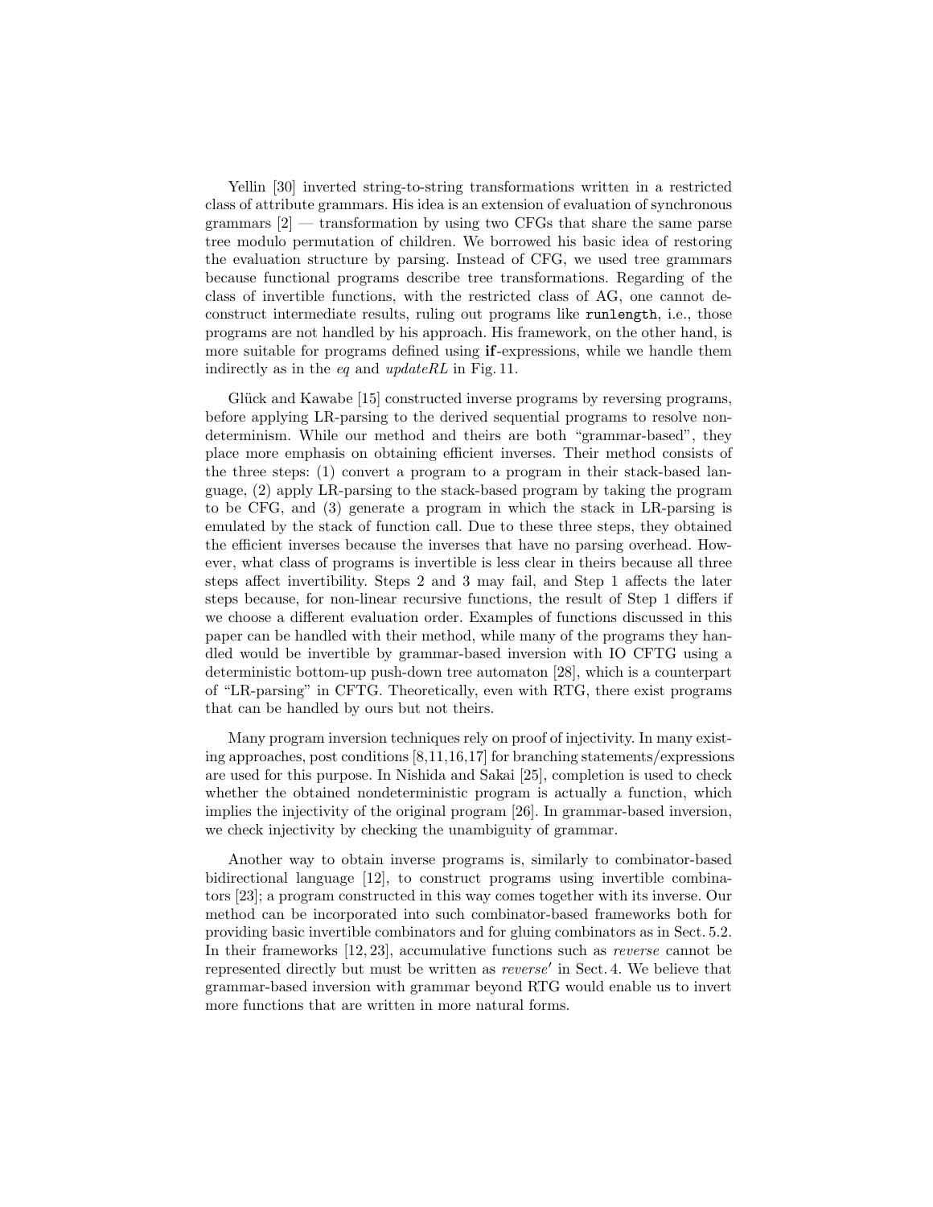Yellin [30] inverted string-to-string transformations written in a restricted class of attribute grammars. His idea is an extension of evaluation of synchronous grammars [2] — transformation by using two CFGs that share the same parse tree modulo permutation of children. We borrowed his basic idea of restoring the evaluation structure by parsing. Instead of CFG, we used tree grammars because functional programs describe tree transformations. Regarding of the class of invertible functions, with the restricted class of AG, one cannot deconstruct intermediate results, ruling out programs like `runlength`, i.e., those programs are not handled by his approach. His framework, on the other hand, is more suitable for programs defined using **if**-expressions, while we handle them indirectly as in the *eq* and *updateRL* in Fig. 11.

Glück and Kawabe [15] constructed inverse programs by reversing programs, before applying LR-parsing to the derived sequential programs to resolve nondeterminism. While our method and theirs are both "grammar-based", they place more emphasis on obtaining efficient inverses. Their method consists of the three steps: (1) convert a program to a program in their stack-based language, (2) apply LR-parsing to the stack-based program by taking the program to be CFG, and (3) generate a program in which the stack in LR-parsing is emulated by the stack of function call. Due to these three steps, they obtained the efficient inverses because the inverses that have no parsing overhead. However, what class of programs is invertible is less clear in theirs because all three steps affect invertibility. Steps 2 and 3 may fail, and Step 1 affects the later steps because, for non-linear recursive functions, the result of Step 1 differs if we choose a different evaluation order. Examples of functions discussed in this paper can be handled with their method, while many of the programs they handled would be invertible by grammar-based inversion with IO CFTG using a deterministic bottom-up push-down tree automaton [28], which is a counterpart of "LR-parsing" in CFTG. Theoretically, even with RTG, there exist programs that can be handled by ours but not theirs.

Many program inversion techniques rely on proof of injectivity. In many existing approaches, post conditions [8,11,16,17] for branching statements/expressions are used for this purpose. In Nishida and Sakai [25], completion is used to check whether the obtained nondeterministic program is actually a function, which implies the injectivity of the original program [26]. In grammar-based inversion, we check injectivity by checking the unambiguity of grammar.

Another way to obtain inverse programs is, similarly to combinator-based bidirectional language [12], to construct programs using invertible combinators [23]; a program constructed in this way comes together with its inverse. Our method can be incorporated into such combinator-based frameworks both for providing basic invertible combinators and for gluing combinators as in Sect. 5.2. In their frameworks [12, 23], accumulative functions such as *reverse* cannot be represented directly but must be written as *reverse*′ in Sect. 4. We believe that grammar-based inversion with grammar beyond RTG would enable us to invert more functions that are written in more natural forms.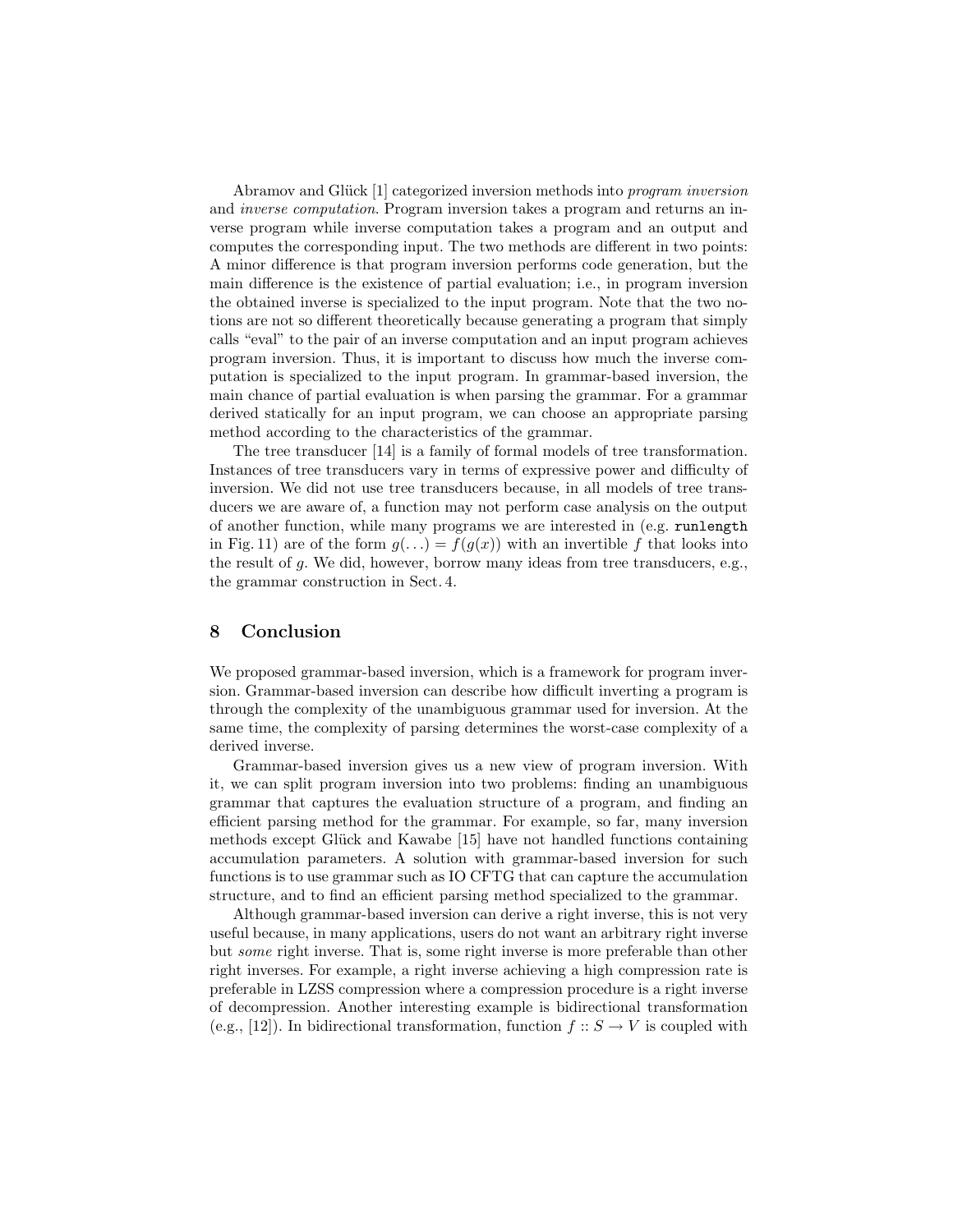Abramov and Glück [1] categorized inversion methods into *program inversion* and *inverse computation*. Program inversion takes a program and returns an inverse program while inverse computation takes a program and an output and computes the corresponding input. The two methods are different in two points: A minor difference is that program inversion performs code generation, but the main difference is the existence of partial evaluation; i.e., in program inversion the obtained inverse is specialized to the input program. Note that the two notions are not so different theoretically because generating a program that simply calls "eval" to the pair of an inverse computation and an input program achieves program inversion. Thus, it is important to discuss how much the inverse computation is specialized to the input program. In grammar-based inversion, the main chance of partial evaluation is when parsing the grammar. For a grammar derived statically for an input program, we can choose an appropriate parsing method according to the characteristics of the grammar.

The tree transducer [14] is a family of formal models of tree transformation. Instances of tree transducers vary in terms of expressive power and difficulty of inversion. We did not use tree transducers because, in all models of tree transducers we are aware of, a function may not perform case analysis on the output of another function, while many programs we are interested in (e.g. `runlength` in Fig. 11) are of the form $g(\ldots) = f(g(x))$ with an invertible $f$ that looks into the result of $g$. We did, however, borrow many ideas from tree transducers, e.g., the grammar construction in Sect. 4.

## 8 Conclusion

We proposed grammar-based inversion, which is a framework for program inversion. Grammar-based inversion can describe how difficult inverting a program is through the complexity of the unambiguous grammar used for inversion. At the same time, the complexity of parsing determines the worst-case complexity of a derived inverse.

Grammar-based inversion gives us a new view of program inversion. With it, we can split program inversion into two problems: finding an unambiguous grammar that captures the evaluation structure of a program, and finding an efficient parsing method for the grammar. For example, so far, many inversion methods except Glück and Kawabe [15] have not handled functions containing accumulation parameters. A solution with grammar-based inversion for such functions is to use grammar such as IO CFTG that can capture the accumulation structure, and to find an efficient parsing method specialized to the grammar.

Although grammar-based inversion can derive a right inverse, this is not very useful because, in many applications, users do not want an arbitrary right inverse but *some* right inverse. That is, some right inverse is more preferable than other right inverses. For example, a right inverse achieving a high compression rate is preferable in LZSS compression where a compression procedure is a right inverse of decompression. Another interesting example is bidirectional transformation (e.g., [12]). In bidirectional transformation, function $f :: S \to V$ is coupled with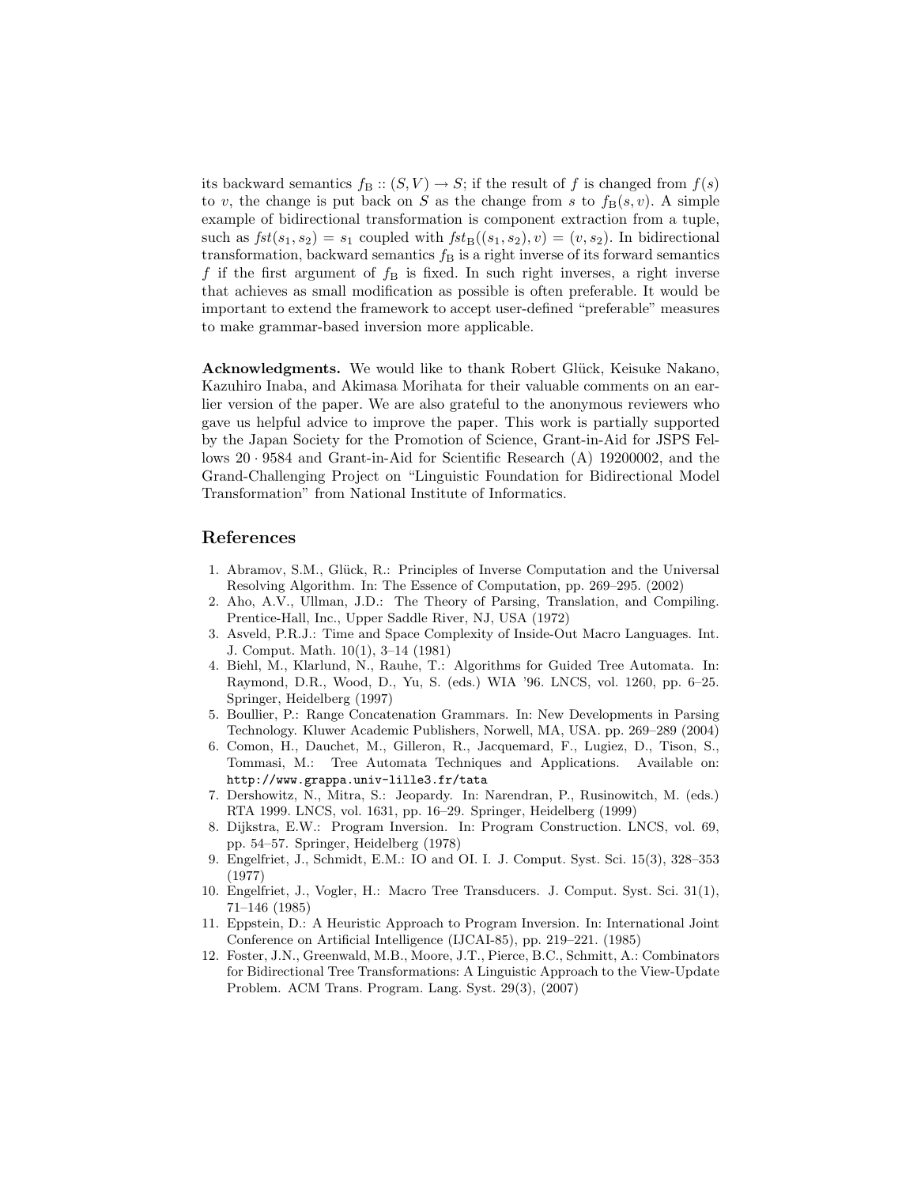its backward semantics $f_{\mathrm{B}} :: (S, V) \to S$; if the result of $f$ is changed from $f(s)$ to $v$, the change is put back on $S$ as the change from $s$ to $f_{\mathrm{B}}(s, v)$. A simple example of bidirectional transformation is component extraction from a tuple, such as $fst(s_1, s_2) = s_1$ coupled with $fst_{\mathrm{B}}((s_1, s_2), v) = (v, s_2)$. In bidirectional transformation, backward semantics $f_{\mathrm{B}}$ is a right inverse of its forward semantics $f$ if the first argument of $f_{\mathrm{B}}$ is fixed. In such right inverses, a right inverse that achieves as small modification as possible is often preferable. It would be important to extend the framework to accept user-defined "preferable" measures to make grammar-based inversion more applicable.

**Acknowledgments.** We would like to thank Robert Glück, Keisuke Nakano, Kazuhiro Inaba, and Akimasa Morihata for their valuable comments on an earlier version of the paper. We are also grateful to the anonymous reviewers who gave us helpful advice to improve the paper. This work is partially supported by the Japan Society for the Promotion of Science, Grant-in-Aid for JSPS Fellows $20 \cdot 9584$ and Grant-in-Aid for Scientific Research (A) 19200002, and the Grand-Challenging Project on "Linguistic Foundation for Bidirectional Model Transformation" from National Institute of Informatics.

## References

1. Abramov, S.M., Glück, R.: Principles of Inverse Computation and the Universal Resolving Algorithm. In: The Essence of Computation, pp. 269–295. (2002)
2. Aho, A.V., Ullman, J.D.: The Theory of Parsing, Translation, and Compiling. Prentice-Hall, Inc., Upper Saddle River, NJ, USA (1972)
3. Asveld, P.R.J.: Time and Space Complexity of Inside-Out Macro Languages. Int. J. Comput. Math. 10(1), 3–14 (1981)
4. Biehl, M., Klarlund, N., Rauhe, T.: Algorithms for Guided Tree Automata. In: Raymond, D.R., Wood, D., Yu, S. (eds.) WIA '96. LNCS, vol. 1260, pp. 6–25. Springer, Heidelberg (1997)
5. Boullier, P.: Range Concatenation Grammars. In: New Developments in Parsing Technology. Kluwer Academic Publishers, Norwell, MA, USA. pp. 269–289 (2004)
6. Comon, H., Dauchet, M., Gilleron, R., Jacquemard, F., Lugiez, D., Tison, S., Tommasi, M.: Tree Automata Techniques and Applications. Available on: `http://www.grappa.univ-lille3.fr/tata`
7. Dershowitz, N., Mitra, S.: Jeopardy. In: Narendran, P., Rusinowitch, M. (eds.) RTA 1999. LNCS, vol. 1631, pp. 16–29. Springer, Heidelberg (1999)
8. Dijkstra, E.W.: Program Inversion. In: Program Construction. LNCS, vol. 69, pp. 54–57. Springer, Heidelberg (1978)
9. Engelfriet, J., Schmidt, E.M.: IO and OI. I. J. Comput. Syst. Sci. 15(3), 328–353 (1977)
10. Engelfriet, J., Vogler, H.: Macro Tree Transducers. J. Comput. Syst. Sci. 31(1), 71–146 (1985)
11. Eppstein, D.: A Heuristic Approach to Program Inversion. In: International Joint Conference on Artificial Intelligence (IJCAI-85), pp. 219–221. (1985)
12. Foster, J.N., Greenwald, M.B., Moore, J.T., Pierce, B.C., Schmitt, A.: Combinators for Bidirectional Tree Transformations: A Linguistic Approach to the View-Update Problem. ACM Trans. Program. Lang. Syst. 29(3), (2007)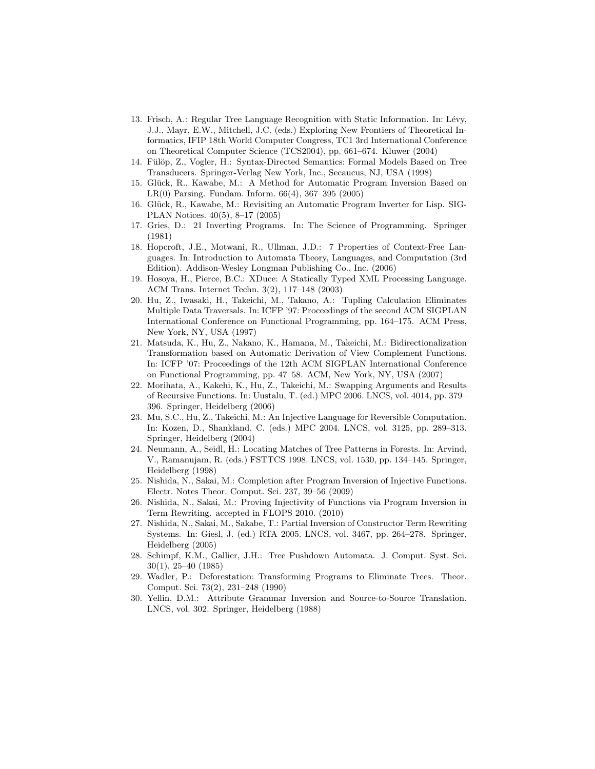13. Frisch, A.: Regular Tree Language Recognition with Static Information. In: Lévy, J.J., Mayr, E.W., Mitchell, J.C. (eds.) Exploring New Frontiers of Theoretical Informatics, IFIP 18th World Computer Congress, TC1 3rd International Conference on Theoretical Computer Science (TCS2004), pp. 661–674. Kluwer (2004)
14. Fülöp, Z., Vogler, H.: Syntax-Directed Semantics: Formal Models Based on Tree Transducers. Springer-Verlag New York, Inc., Secaucus, NJ, USA (1998)
15. Glück, R., Kawabe, M.: A Method for Automatic Program Inversion Based on LR(0) Parsing. Fundam. Inform. 66(4), 367–395 (2005)
16. Glück, R., Kawabe, M.: Revisiting an Automatic Program Inverter for Lisp. SIGPLAN Notices. 40(5), 8–17 (2005)
17. Gries, D.: 21 Inverting Programs. In: The Science of Programming. Springer (1981)
18. Hopcroft, J.E., Motwani, R., Ullman, J.D.: 7 Properties of Context-Free Languages. In: Introduction to Automata Theory, Languages, and Computation (3rd Edition). Addison-Wesley Longman Publishing Co., Inc. (2006)
19. Hosoya, H., Pierce, B.C.: XDuce: A Statically Typed XML Processing Language. ACM Trans. Internet Techn. 3(2), 117–148 (2003)
20. Hu, Z., Iwasaki, H., Takeichi, M., Takano, A.: Tupling Calculation Eliminates Multiple Data Traversals. In: ICFP '97: Proceedings of the second ACM SIGPLAN International Conference on Functional Programming, pp. 164–175. ACM Press, New York, NY, USA (1997)
21. Matsuda, K., Hu, Z., Nakano, K., Hamana, M., Takeichi, M.: Bidirectionalization Transformation based on Automatic Derivation of View Complement Functions. In: ICFP '07: Proceedings of the 12th ACM SIGPLAN International Conference on Functional Programming, pp. 47–58. ACM, New York, NY, USA (2007)
22. Morihata, A., Kakehi, K., Hu, Z., Takeichi, M.: Swapping Arguments and Results of Recursive Functions. In: Uustalu, T. (ed.) MPC 2006. LNCS, vol. 4014, pp. 379–396. Springer, Heidelberg (2006)
23. Mu, S.C., Hu, Z., Takeichi, M.: An Injective Language for Reversible Computation. In: Kozen, D., Shankland, C. (eds.) MPC 2004. LNCS, vol. 3125, pp. 289–313. Springer, Heidelberg (2004)
24. Neumann, A., Seidl, H.: Locating Matches of Tree Patterns in Forests. In: Arvind, V., Ramanujam, R. (eds.) FSTTCS 1998. LNCS, vol. 1530, pp. 134–145. Springer, Heidelberg (1998)
25. Nishida, N., Sakai, M.: Completion after Program Inversion of Injective Functions. Electr. Notes Theor. Comput. Sci. 237, 39–56 (2009)
26. Nishida, N., Sakai, M.: Proving Injectivity of Functions via Program Inversion in Term Rewriting. accepted in FLOPS 2010. (2010)
27. Nishida, N., Sakai, M., Sakabe, T.: Partial Inversion of Constructor Term Rewriting Systems. In: Giesl, J. (ed.) RTA 2005. LNCS, vol. 3467, pp. 264–278. Springer, Heidelberg (2005)
28. Schimpf, K.M., Gallier, J.H.: Tree Pushdown Automata. J. Comput. Syst. Sci. 30(1), 25–40 (1985)
29. Wadler, P.: Deforestation: Transforming Programs to Eliminate Trees. Theor. Comput. Sci. 73(2), 231–248 (1990)
30. Yellin, D.M.: Attribute Grammar Inversion and Source-to-Source Translation. LNCS, vol. 302. Springer, Heidelberg (1988)